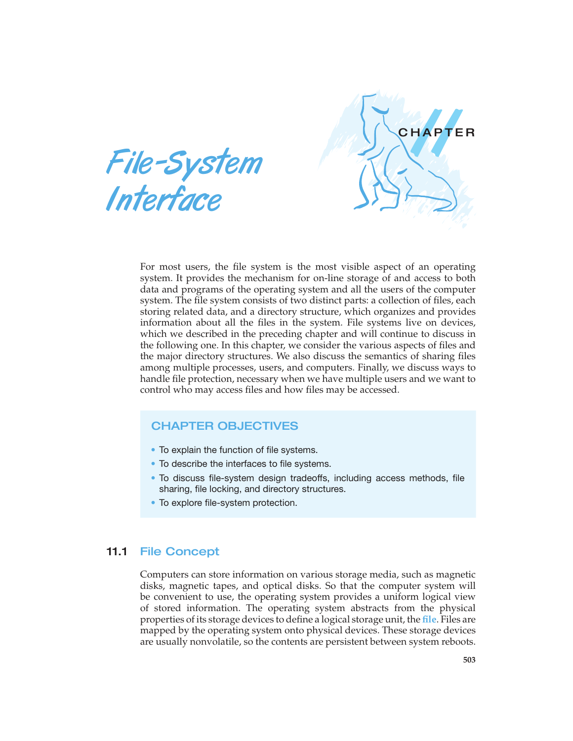# CHAPTER 11

# File-System Interface

For most users, the file system is the most visible aspect of an operating system. It provides the mechanism for on-line storage of and access to both data and programs of the operating system and all the users of the computer system. The file system consists of two distinct parts: a collection of files, each storing related data, and a directory structure, which organizes and provides information about all the files in the system. File systems live on devices, which we described in the preceding chapter and will continue to discuss in the following one. In this chapter, we consider the various aspects of files and the major directory structures. We also discuss the semantics of sharing files among multiple processes, users, and computers. Finally, we discuss ways to handle file protection, necessary when we have multiple users and we want to control who may access files and how files may be accessed.

## CHAPTER OBJECTIVES

- To explain the function of file systems.
- To describe the interfaces to file systems.
- To discuss file-system design tradeoffs, including access methods, file sharing, file locking, and directory structures.
- To explore file-system protection.

## 11.1 File Concept

Computers can store information on various storage media, such as magnetic disks, magnetic tapes, and optical disks. So that the computer system will be convenient to use, the operating system provides a uniform logical view of stored information. The operating system abstracts from the physical properties of its storage devices to define a logical storage unit, the **file**. Files are mapped by the operating system onto physical devices. These storage devices are usually nonvolatile, so the contents are persistent between system reboots.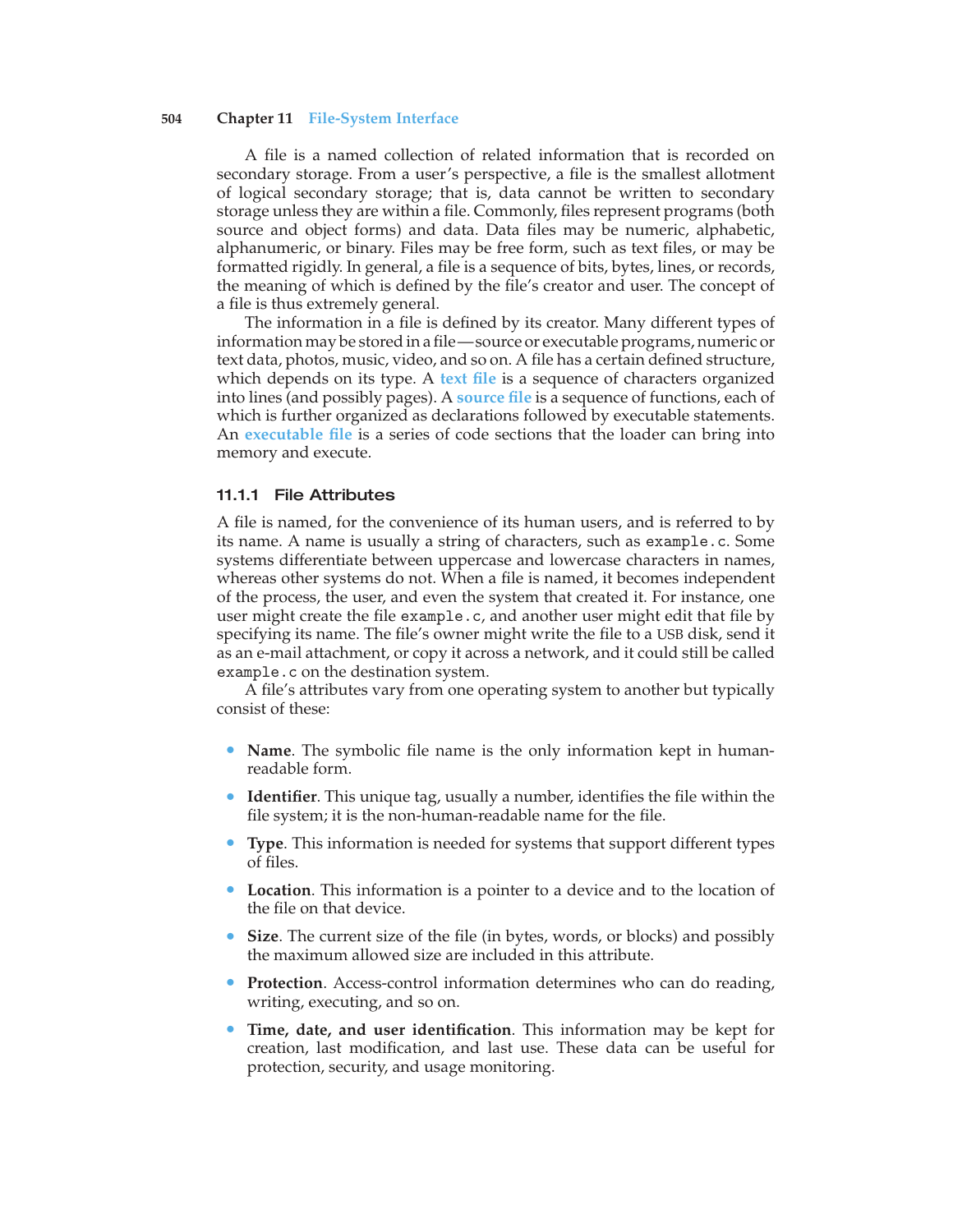A file is a named collection of related information that is recorded on secondary storage. From a user's perspective, a file is the smallest allotment of logical secondary storage; that is, data cannot be written to secondary storage unless they are within a file. Commonly, files represent programs (both source and object forms) and data. Data files may be numeric, alphabetic, alphanumeric, or binary. Files may be free form, such as text files, or may be formatted rigidly. In general, a file is a sequence of bits, bytes, lines, or records, the meaning of which is defined by the file's creator and user. The concept of a file is thus extremely general.

The information in a file is defined by its creator. Many different types of information may be stored in a file—source or executable programs, numeric or text data, photos, music, video, and so on. A file has a certain defined structure, which depends on its type. A **text file** is a sequence of characters organized into lines (and possibly pages). A **source file** is a sequence of functions, each of which is further organized as declarations followed by executable statements. An **executable file** is a series of code sections that the loader can bring into memory and execute.

### 11.1.1 File Attributes

A file is named, for the convenience of its human users, and is referred to by its name. A name is usually a string of characters, such as `example.c`. Some systems differentiate between uppercase and lowercase characters in names, whereas other systems do not. When a file is named, it becomes independent of the process, the user, and even the system that created it. For instance, one user might create the file `example.c`, and another user might edit that file by specifying its name. The file's owner might write the file to a USB disk, send it as an e-mail attachment, or copy it across a network, and it could still be called `example.c` on the destination system.

A file's attributes vary from one operating system to another but typically consist of these:

- **Name**. The symbolic file name is the only information kept in human-readable form.
- **Identifier**. This unique tag, usually a number, identifies the file within the file system; it is the non-human-readable name for the file.
- **Type**. This information is needed for systems that support different types of files.
- **Location**. This information is a pointer to a device and to the location of the file on that device.
- **Size**. The current size of the file (in bytes, words, or blocks) and possibly the maximum allowed size are included in this attribute.
- **Protection**. Access-control information determines who can do reading, writing, executing, and so on.
- **Time, date, and user identification**. This information may be kept for creation, last modification, and last use. These data can be useful for protection, security, and usage monitoring.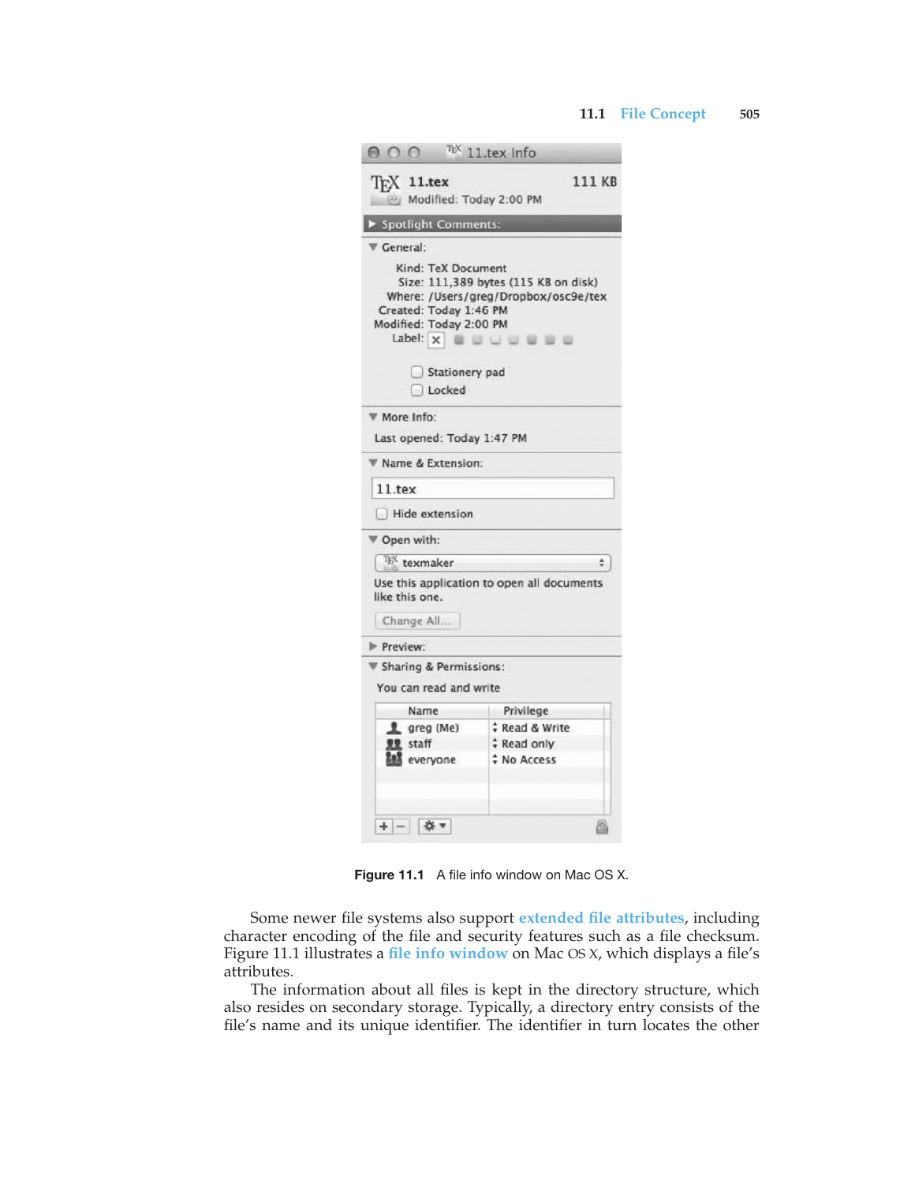Figure 11.1 A file info window on Mac OS X.

Some newer file systems also support **extended file attributes**, including character encoding of the file and security features such as a file checksum. Figure 11.1 illustrates a **file info window** on Mac OS X, which displays a file's attributes.

The information about all files is kept in the directory structure, which also resides on secondary storage. Typically, a directory entry consists of the file's name and its unique identifier. The identifier in turn locates the other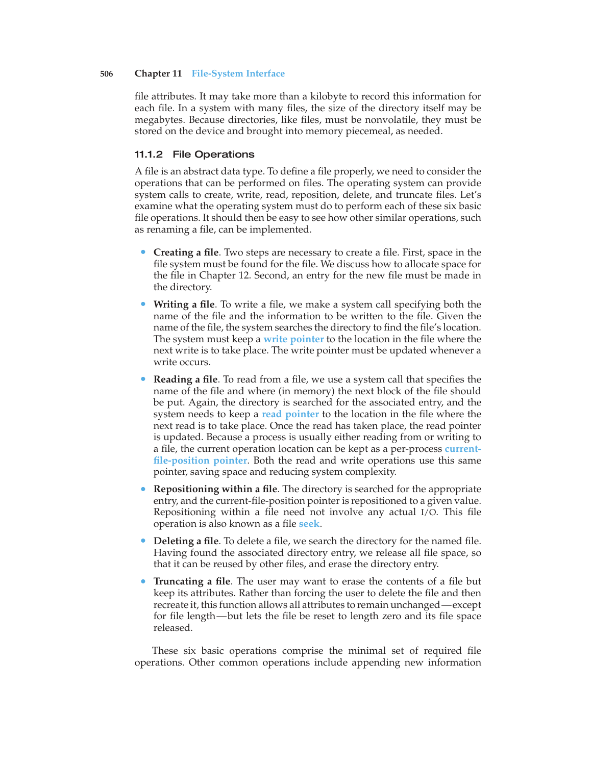file attributes. It may take more than a kilobyte to record this information for each file. In a system with many files, the size of the directory itself may be megabytes. Because directories, like files, must be nonvolatile, they must be stored on the device and brought into memory piecemeal, as needed.

### 11.1.2 File Operations

A file is an abstract data type. To define a file properly, we need to consider the operations that can be performed on files. The operating system can provide system calls to create, write, read, reposition, delete, and truncate files. Let's examine what the operating system must do to perform each of these six basic file operations. It should then be easy to see how other similar operations, such as renaming a file, can be implemented.

- **Creating a file**. Two steps are necessary to create a file. First, space in the file system must be found for the file. We discuss how to allocate space for the file in Chapter 12. Second, an entry for the new file must be made in the directory.

- **Writing a file**. To write a file, we make a system call specifying both the name of the file and the information to be written to the file. Given the name of the file, the system searches the directory to find the file's location. The system must keep a **write pointer** to the location in the file where the next write is to take place. The write pointer must be updated whenever a write occurs.

- **Reading a file**. To read from a file, we use a system call that specifies the name of the file and where (in memory) the next block of the file should be put. Again, the directory is searched for the associated entry, and the system needs to keep a **read pointer** to the location in the file where the next read is to take place. Once the read has taken place, the read pointer is updated. Because a process is usually either reading from or writing to a file, the current operation location can be kept as a per-process **current-file-position pointer**. Both the read and write operations use this same pointer, saving space and reducing system complexity.

- **Repositioning within a file**. The directory is searched for the appropriate entry, and the current-file-position pointer is repositioned to a given value. Repositioning within a file need not involve any actual I/O. This file operation is also known as a file **seek**.

- **Deleting a file**. To delete a file, we search the directory for the named file. Having found the associated directory entry, we release all file space, so that it can be reused by other files, and erase the directory entry.

- **Truncating a file**. The user may want to erase the contents of a file but keep its attributes. Rather than forcing the user to delete the file and then recreate it, this function allows all attributes to remain unchanged—except for file length—but lets the file be reset to length zero and its file space released.

These six basic operations comprise the minimal set of required file operations. Other common operations include appending new information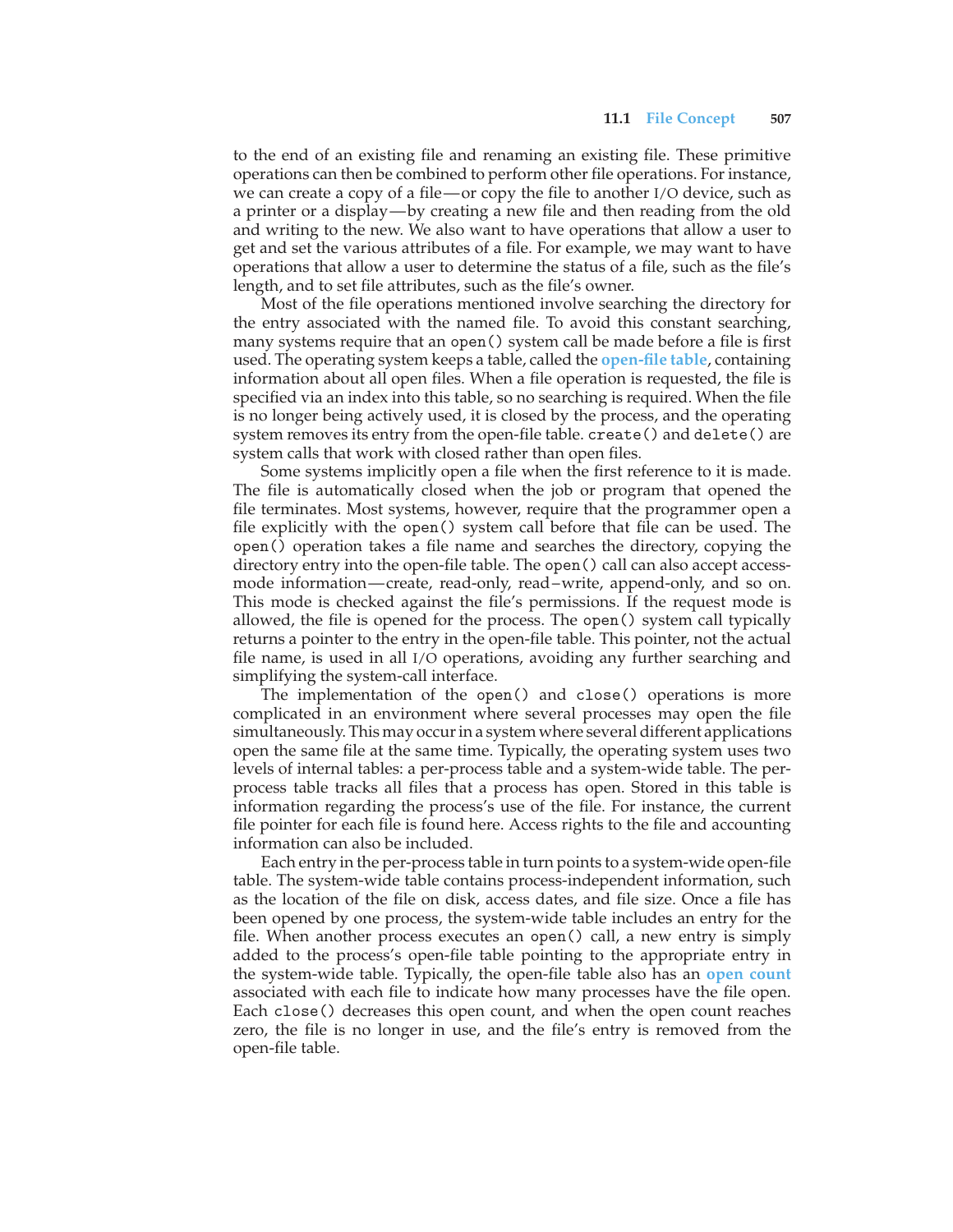to the end of an existing file and renaming an existing file. These primitive operations can then be combined to perform other file operations. For instance, we can create a copy of a file—or copy the file to another I/O device, such as a printer or a display—by creating a new file and then reading from the old and writing to the new. We also want to have operations that allow a user to get and set the various attributes of a file. For example, we may want to have operations that allow a user to determine the status of a file, such as the file's length, and to set file attributes, such as the file's owner.

Most of the file operations mentioned involve searching the directory for the entry associated with the named file. To avoid this constant searching, many systems require that an `open()` system call be made before a file is first used. The operating system keeps a table, called the **open-file table**, containing information about all open files. When a file operation is requested, the file is specified via an index into this table, so no searching is required. When the file is no longer being actively used, it is closed by the process, and the operating system removes its entry from the open-file table. `create()` and `delete()` are system calls that work with closed rather than open files.

Some systems implicitly open a file when the first reference to it is made. The file is automatically closed when the job or program that opened the file terminates. Most systems, however, require that the programmer open a file explicitly with the `open()` system call before that file can be used. The `open()` operation takes a file name and searches the directory, copying the directory entry into the open-file table. The `open()` call can also accept access-mode information—create, read-only, read–write, append-only, and so on. This mode is checked against the file's permissions. If the request mode is allowed, the file is opened for the process. The `open()` system call typically returns a pointer to the entry in the open-file table. This pointer, not the actual file name, is used in all I/O operations, avoiding any further searching and simplifying the system-call interface.

The implementation of the `open()` and `close()` operations is more complicated in an environment where several processes may open the file simultaneously. This may occur in a system where several different applications open the same file at the same time. Typically, the operating system uses two levels of internal tables: a per-process table and a system-wide table. The per-process table tracks all files that a process has open. Stored in this table is information regarding the process's use of the file. For instance, the current file pointer for each file is found here. Access rights to the file and accounting information can also be included.

Each entry in the per-process table in turn points to a system-wide open-file table. The system-wide table contains process-independent information, such as the location of the file on disk, access dates, and file size. Once a file has been opened by one process, the system-wide table includes an entry for the file. When another process executes an `open()` call, a new entry is simply added to the process's open-file table pointing to the appropriate entry in the system-wide table. Typically, the open-file table also has an **open count** associated with each file to indicate how many processes have the file open. Each `close()` decreases this open count, and when the open count reaches zero, the file is no longer in use, and the file's entry is removed from the open-file table.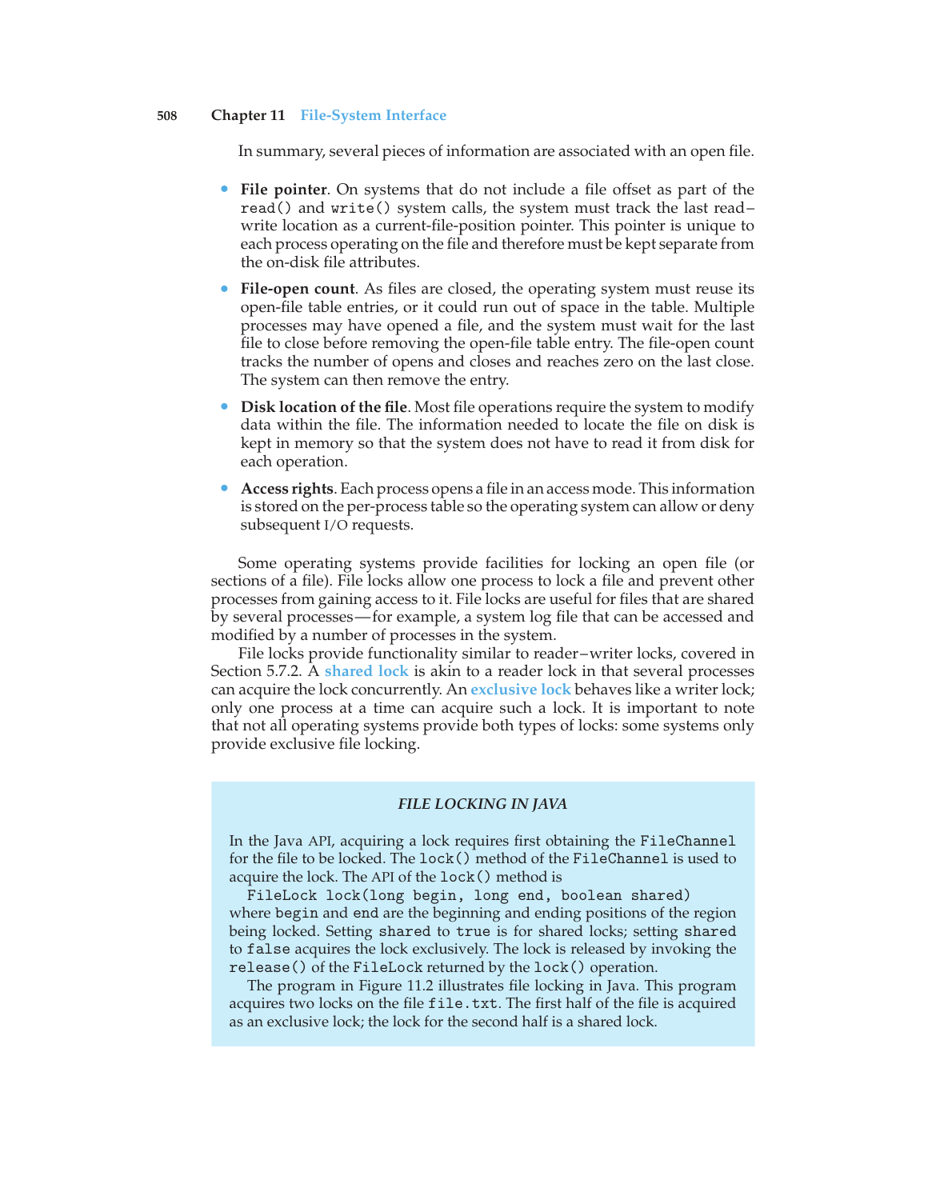In summary, several pieces of information are associated with an open file.

- **File pointer**. On systems that do not include a file offset as part of the `read()` and `write()` system calls, the system must track the last read–write location as a current-file-position pointer. This pointer is unique to each process operating on the file and therefore must be kept separate from the on-disk file attributes.
- **File-open count**. As files are closed, the operating system must reuse its open-file table entries, or it could run out of space in the table. Multiple processes may have opened a file, and the system must wait for the last file to close before removing the open-file table entry. The file-open count tracks the number of opens and closes and reaches zero on the last close. The system can then remove the entry.
- **Disk location of the file**. Most file operations require the system to modify data within the file. The information needed to locate the file on disk is kept in memory so that the system does not have to read it from disk for each operation.
- **Access rights**. Each process opens a file in an access mode. This information is stored on the per-process table so the operating system can allow or deny subsequent I/O requests.

Some operating systems provide facilities for locking an open file (or sections of a file). File locks allow one process to lock a file and prevent other processes from gaining access to it. File locks are useful for files that are shared by several processes—for example, a system log file that can be accessed and modified by a number of processes in the system.

File locks provide functionality similar to reader–writer locks, covered in Section 5.7.2. A **shared lock** is akin to a reader lock in that several processes can acquire the lock concurrently. An **exclusive lock** behaves like a writer lock; only one process at a time can acquire such a lock. It is important to note that not all operating systems provide both types of locks: some systems only provide exclusive file locking.

### *FILE LOCKING IN JAVA*

In the Java API, acquiring a lock requires first obtaining the `FileChannel` for the file to be locked. The `lock()` method of the `FileChannel` is used to acquire the lock. The API of the `lock()` method is

```
FileLock lock(long begin, long end, boolean shared)
```

where `begin` and `end` are the beginning and ending positions of the region being locked. Setting `shared` to `true` is for shared locks; setting `shared` to `false` acquires the lock exclusively. The lock is released by invoking the `release()` of the `FileLock` returned by the `lock()` operation.

The program in Figure 11.2 illustrates file locking in Java. This program acquires two locks on the file `file.txt`. The first half of the file is acquired as an exclusive lock; the lock for the second half is a shared lock.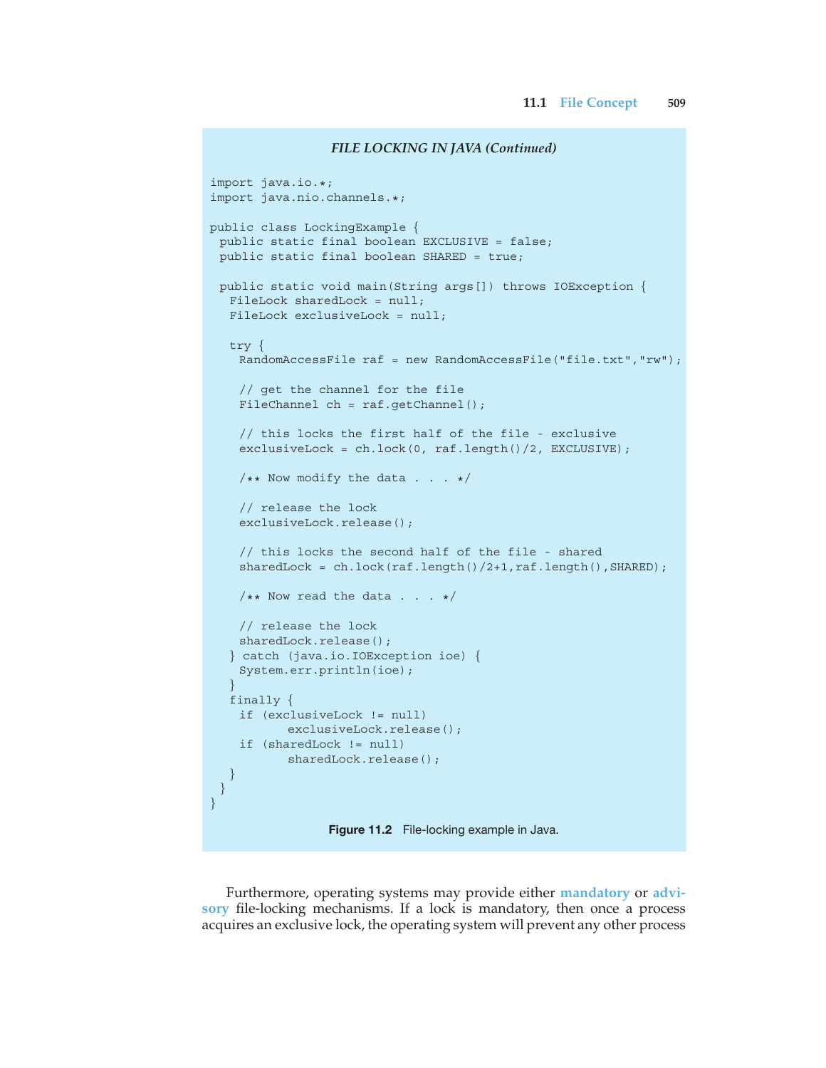*FILE LOCKING IN JAVA (Continued)*

```
import java.io.*;
import java.nio.channels.*;

public class LockingExample {
 public static final boolean EXCLUSIVE = false;
 public static final boolean SHARED = true;

 public static void main(String args[]) throws IOException {
  FileLock sharedLock = null;
  FileLock exclusiveLock = null;

  try {
   RandomAccessFile raf = new RandomAccessFile("file.txt","rw");

   // get the channel for the file
   FileChannel ch = raf.getChannel();

   // this locks the first half of the file - exclusive
   exclusiveLock = ch.lock(0, raf.length()/2, EXCLUSIVE);

   /** Now modify the data . . . */

   // release the lock
   exclusiveLock.release();

   // this locks the second half of the file - shared
   sharedLock = ch.lock(raf.length()/2+1,raf.length(),SHARED);

   /** Now read the data . . . */

   // release the lock
   sharedLock.release();
  } catch (java.io.IOException ioe) {
   System.err.println(ioe);
  }
  finally {
   if (exclusiveLock != null)
        exclusiveLock.release();
   if (sharedLock != null)
        sharedLock.release();
  }
 }
}
```

**Figure 11.2** File-locking example in Java.

Furthermore, operating systems may provide either **mandatory** or **advisory** file-locking mechanisms. If a lock is mandatory, then once a process acquires an exclusive lock, the operating system will prevent any other process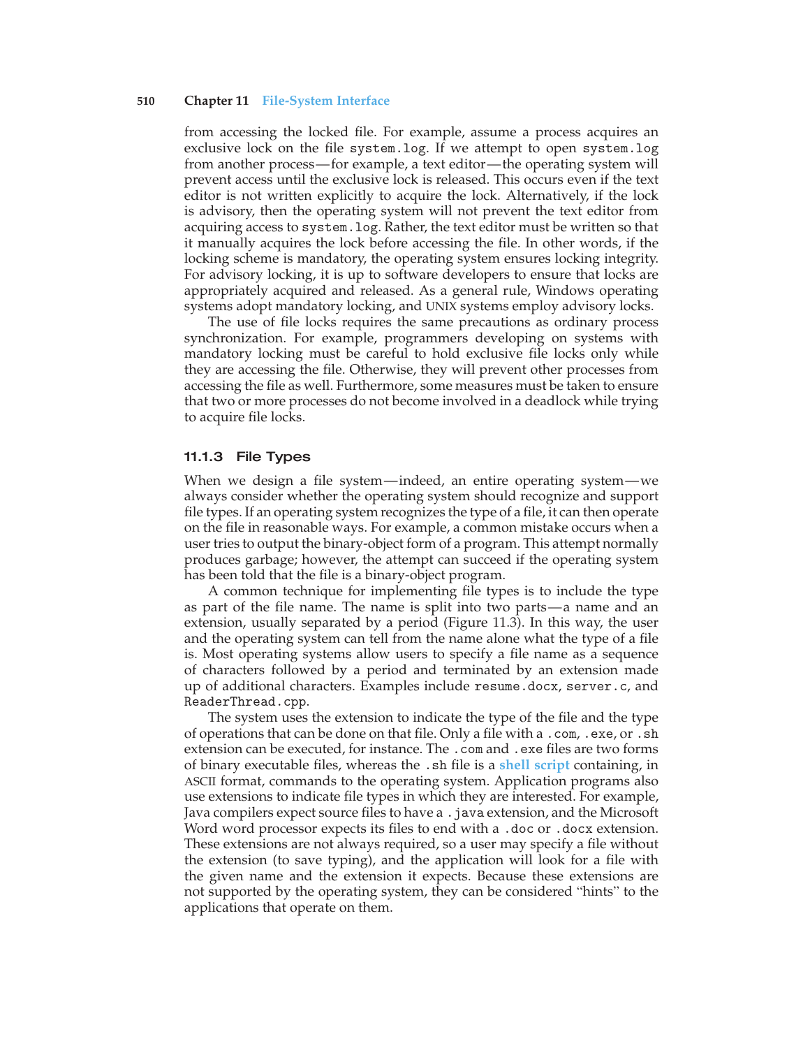from accessing the locked file. For example, assume a process acquires an exclusive lock on the file `system.log`. If we attempt to open `system.log` from another process—for example, a text editor—the operating system will prevent access until the exclusive lock is released. This occurs even if the text editor is not written explicitly to acquire the lock. Alternatively, if the lock is advisory, then the operating system will not prevent the text editor from acquiring access to `system.log`. Rather, the text editor must be written so that it manually acquires the lock before accessing the file. In other words, if the locking scheme is mandatory, the operating system ensures locking integrity. For advisory locking, it is up to software developers to ensure that locks are appropriately acquired and released. As a general rule, Windows operating systems adopt mandatory locking, and UNIX systems employ advisory locks.

The use of file locks requires the same precautions as ordinary process synchronization. For example, programmers developing on systems with mandatory locking must be careful to hold exclusive file locks only while they are accessing the file. Otherwise, they will prevent other processes from accessing the file as well. Furthermore, some measures must be taken to ensure that two or more processes do not become involved in a deadlock while trying to acquire file locks.

### 11.1.3 File Types

When we design a file system—indeed, an entire operating system—we always consider whether the operating system should recognize and support file types. If an operating system recognizes the type of a file, it can then operate on the file in reasonable ways. For example, a common mistake occurs when a user tries to output the binary-object form of a program. This attempt normally produces garbage; however, the attempt can succeed if the operating system has been told that the file is a binary-object program.

A common technique for implementing file types is to include the type as part of the file name. The name is split into two parts—a name and an extension, usually separated by a period (Figure 11.3). In this way, the user and the operating system can tell from the name alone what the type of a file is. Most operating systems allow users to specify a file name as a sequence of characters followed by a period and terminated by an extension made up of additional characters. Examples include `resume.docx`, `server.c`, and `ReaderThread.cpp`.

The system uses the extension to indicate the type of the file and the type of operations that can be done on that file. Only a file with a `.com`, `.exe`, or `.sh` extension can be executed, for instance. The `.com` and `.exe` files are two forms of binary executable files, whereas the `.sh` file is a **shell script** containing, in ASCII format, commands to the operating system. Application programs also use extensions to indicate file types in which they are interested. For example, Java compilers expect source files to have a `.java` extension, and the Microsoft Word word processor expects its files to end with a `.doc` or `.docx` extension. These extensions are not always required, so a user may specify a file without the extension (to save typing), and the application will look for a file with the given name and the extension it expects. Because these extensions are not supported by the operating system, they can be considered "hints" to the applications that operate on them.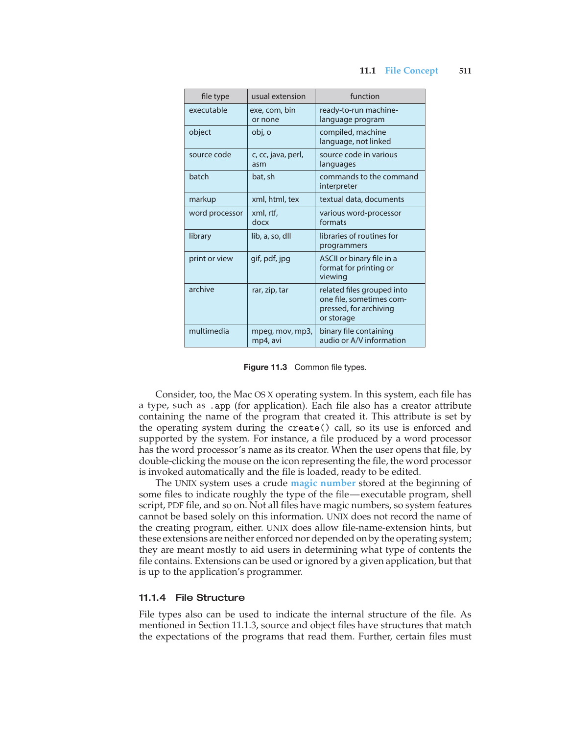| file type | usual extension | function |
|---|---|---|
| executable | exe, com, bin or none | ready-to-run machine-language program |
| object | obj, o | compiled, machine language, not linked |
| source code | c, cc, java, perl, asm | source code in various languages |
| batch | bat, sh | commands to the command interpreter |
| markup | xml, html, tex | textual data, documents |
| word processor | xml, rtf, docx | various word-processor formats |
| library | lib, a, so, dll | libraries of routines for programmers |
| print or view | gif, pdf, jpg | ASCII or binary file in a format for printing or viewing |
| archive | rar, zip, tar | related files grouped into one file, sometimes compressed, for archiving or storage |
| multimedia | mpeg, mov, mp3, mp4, avi | binary file containing audio or A/V information |

**Figure 11.3** Common file types.

Consider, too, the Mac OS X operating system. In this system, each file has a type, such as `.app` (for application). Each file also has a creator attribute containing the name of the program that created it. This attribute is set by the operating system during the `create()` call, so its use is enforced and supported by the system. For instance, a file produced by a word processor has the word processor's name as its creator. When the user opens that file, by double-clicking the mouse on the icon representing the file, the word processor is invoked automatically and the file is loaded, ready to be edited.

The UNIX system uses a crude **magic number** stored at the beginning of some files to indicate roughly the type of the file—executable program, shell script, PDF file, and so on. Not all files have magic numbers, so system features cannot be based solely on this information. UNIX does not record the name of the creating program, either. UNIX does allow file-name-extension hints, but these extensions are neither enforced nor depended on by the operating system; they are meant mostly to aid users in determining what type of contents the file contains. Extensions can be used or ignored by a given application, but that is up to the application's programmer.

### 11.1.4 File Structure

File types also can be used to indicate the internal structure of the file. As mentioned in Section 11.1.3, source and object files have structures that match the expectations of the programs that read them. Further, certain files must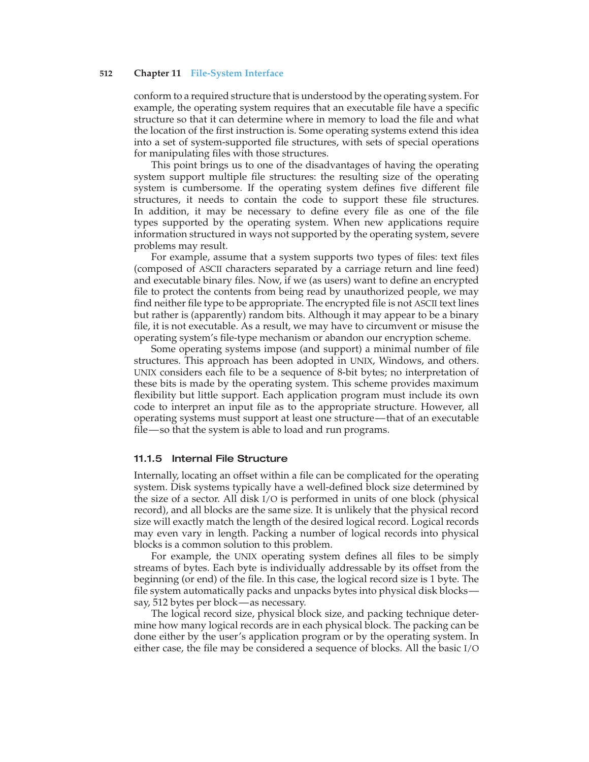conform to a required structure that is understood by the operating system. For example, the operating system requires that an executable file have a specific structure so that it can determine where in memory to load the file and what the location of the first instruction is. Some operating systems extend this idea into a set of system-supported file structures, with sets of special operations for manipulating files with those structures.

This point brings us to one of the disadvantages of having the operating system support multiple file structures: the resulting size of the operating system is cumbersome. If the operating system defines five different file structures, it needs to contain the code to support these file structures. In addition, it may be necessary to define every file as one of the file types supported by the operating system. When new applications require information structured in ways not supported by the operating system, severe problems may result.

For example, assume that a system supports two types of files: text files (composed of ASCII characters separated by a carriage return and line feed) and executable binary files. Now, if we (as users) want to define an encrypted file to protect the contents from being read by unauthorized people, we may find neither file type to be appropriate. The encrypted file is not ASCII text lines but rather is (apparently) random bits. Although it may appear to be a binary file, it is not executable. As a result, we may have to circumvent or misuse the operating system's file-type mechanism or abandon our encryption scheme.

Some operating systems impose (and support) a minimal number of file structures. This approach has been adopted in UNIX, Windows, and others. UNIX considers each file to be a sequence of 8-bit bytes; no interpretation of these bits is made by the operating system. This scheme provides maximum flexibility but little support. Each application program must include its own code to interpret an input file as to the appropriate structure. However, all operating systems must support at least one structure—that of an executable file—so that the system is able to load and run programs.

### 11.1.5 Internal File Structure

Internally, locating an offset within a file can be complicated for the operating system. Disk systems typically have a well-defined block size determined by the size of a sector. All disk I/O is performed in units of one block (physical record), and all blocks are the same size. It is unlikely that the physical record size will exactly match the length of the desired logical record. Logical records may even vary in length. Packing a number of logical records into physical blocks is a common solution to this problem.

For example, the UNIX operating system defines all files to be simply streams of bytes. Each byte is individually addressable by its offset from the beginning (or end) of the file. In this case, the logical record size is 1 byte. The file system automatically packs and unpacks bytes into physical disk blocks—say, 512 bytes per block—as necessary.

The logical record size, physical block size, and packing technique determine how many logical records are in each physical block. The packing can be done either by the user's application program or by the operating system. In either case, the file may be considered a sequence of blocks. All the basic I/O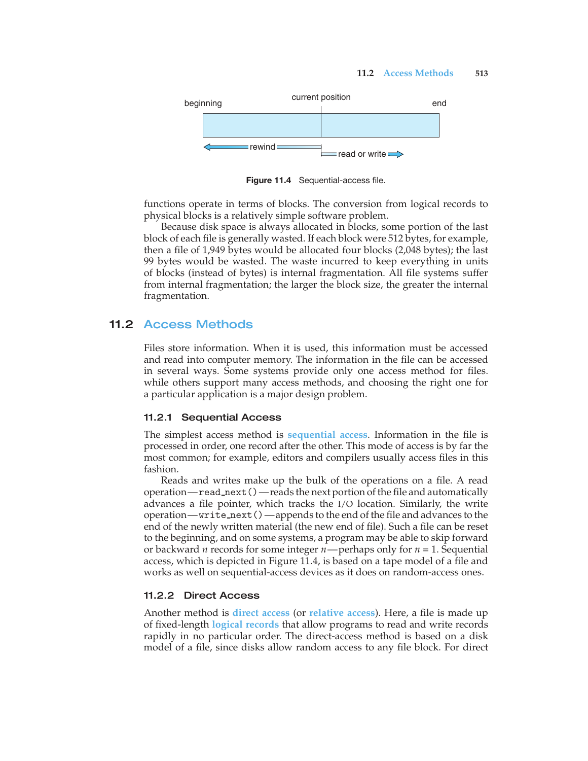Figure 11.4 Sequential-access file.

functions operate in terms of blocks. The conversion from logical records to physical blocks is a relatively simple software problem.

Because disk space is always allocated in blocks, some portion of the last block of each file is generally wasted. If each block were 512 bytes, for example, then a file of 1,949 bytes would be allocated four blocks (2,048 bytes); the last 99 bytes would be wasted. The waste incurred to keep everything in units of blocks (instead of bytes) is internal fragmentation. All file systems suffer from internal fragmentation; the larger the block size, the greater the internal fragmentation.

## 11.2 Access Methods

Files store information. When it is used, this information must be accessed and read into computer memory. The information in the file can be accessed in several ways. Some systems provide only one access method for files. while others support many access methods, and choosing the right one for a particular application is a major design problem.

### 11.2.1 Sequential Access

The simplest access method is **sequential access**. Information in the file is processed in order, one record after the other. This mode of access is by far the most common; for example, editors and compilers usually access files in this fashion.

Reads and writes make up the bulk of the operations on a file. A read operation—`read_next()`—reads the next portion of the file and automatically advances a file pointer, which tracks the I/O location. Similarly, the write operation—`write_next()`—appends to the end of the file and advances to the end of the newly written material (the new end of file). Such a file can be reset to the beginning, and on some systems, a program may be able to skip forward or backward $n$ records for some integer $n$—perhaps only for $n = 1$. Sequential access, which is depicted in Figure 11.4, is based on a tape model of a file and works as well on sequential-access devices as it does on random-access ones.

### 11.2.2 Direct Access

Another method is **direct access** (or **relative access**). Here, a file is made up of fixed-length **logical records** that allow programs to read and write records rapidly in no particular order. The direct-access method is based on a disk model of a file, since disks allow random access to any file block. For direct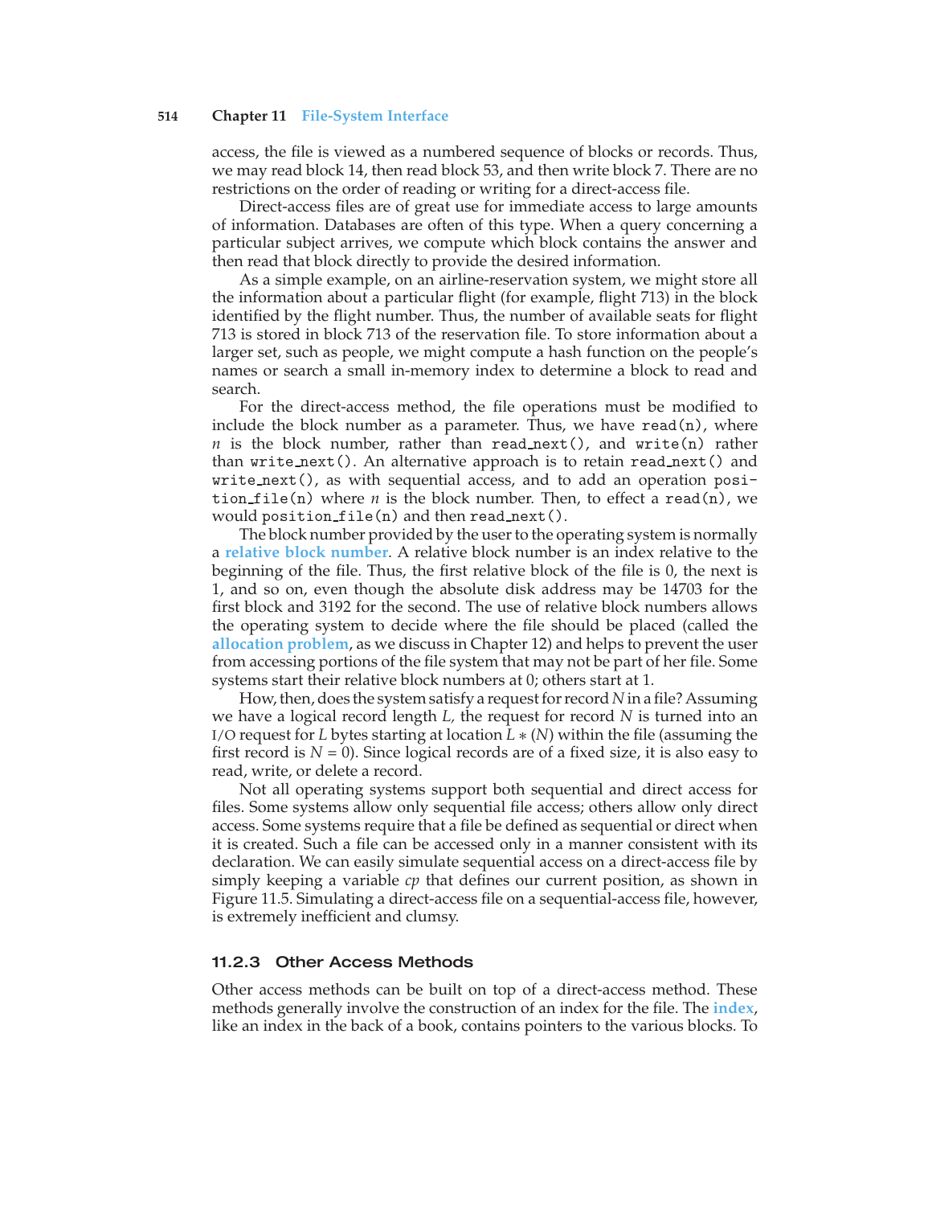access, the file is viewed as a numbered sequence of blocks or records. Thus, we may read block 14, then read block 53, and then write block 7. There are no restrictions on the order of reading or writing for a direct-access file.

Direct-access files are of great use for immediate access to large amounts of information. Databases are often of this type. When a query concerning a particular subject arrives, we compute which block contains the answer and then read that block directly to provide the desired information.

As a simple example, on an airline-reservation system, we might store all the information about a particular flight (for example, flight 713) in the block identified by the flight number. Thus, the number of available seats for flight 713 is stored in block 713 of the reservation file. To store information about a larger set, such as people, we might compute a hash function on the people's names or search a small in-memory index to determine a block to read and search.

For the direct-access method, the file operations must be modified to include the block number as a parameter. Thus, we have `read(n)`, where *n* is the block number, rather than `read_next()`, and `write(n)` rather than `write_next()`. An alternative approach is to retain `read_next()` and `write_next()`, as with sequential access, and to add an operation `position_file(n)` where *n* is the block number. Then, to effect a `read(n)`, we would `position_file(n)` and then `read_next()`.

The block number provided by the user to the operating system is normally a **relative block number**. A relative block number is an index relative to the beginning of the file. Thus, the first relative block of the file is 0, the next is 1, and so on, even though the absolute disk address may be 14703 for the first block and 3192 for the second. The use of relative block numbers allows the operating system to decide where the file should be placed (called the **allocation problem**, as we discuss in Chapter 12) and helps to prevent the user from accessing portions of the file system that may not be part of her file. Some systems start their relative block numbers at 0; others start at 1.

How, then, does the system satisfy a request for record $N$ in a file? Assuming we have a logical record length $L$, the request for record $N$ is turned into an I/O request for $L$ bytes starting at location $L * (N)$ within the file (assuming the first record is $N = 0$). Since logical records are of a fixed size, it is also easy to read, write, or delete a record.

Not all operating systems support both sequential and direct access for files. Some systems allow only sequential file access; others allow only direct access. Some systems require that a file be defined as sequential or direct when it is created. Such a file can be accessed only in a manner consistent with its declaration. We can easily simulate sequential access on a direct-access file by simply keeping a variable *cp* that defines our current position, as shown in Figure 11.5. Simulating a direct-access file on a sequential-access file, however, is extremely inefficient and clumsy.

### 11.2.3 Other Access Methods

Other access methods can be built on top of a direct-access method. These methods generally involve the construction of an index for the file. The **index**, like an index in the back of a book, contains pointers to the various blocks. To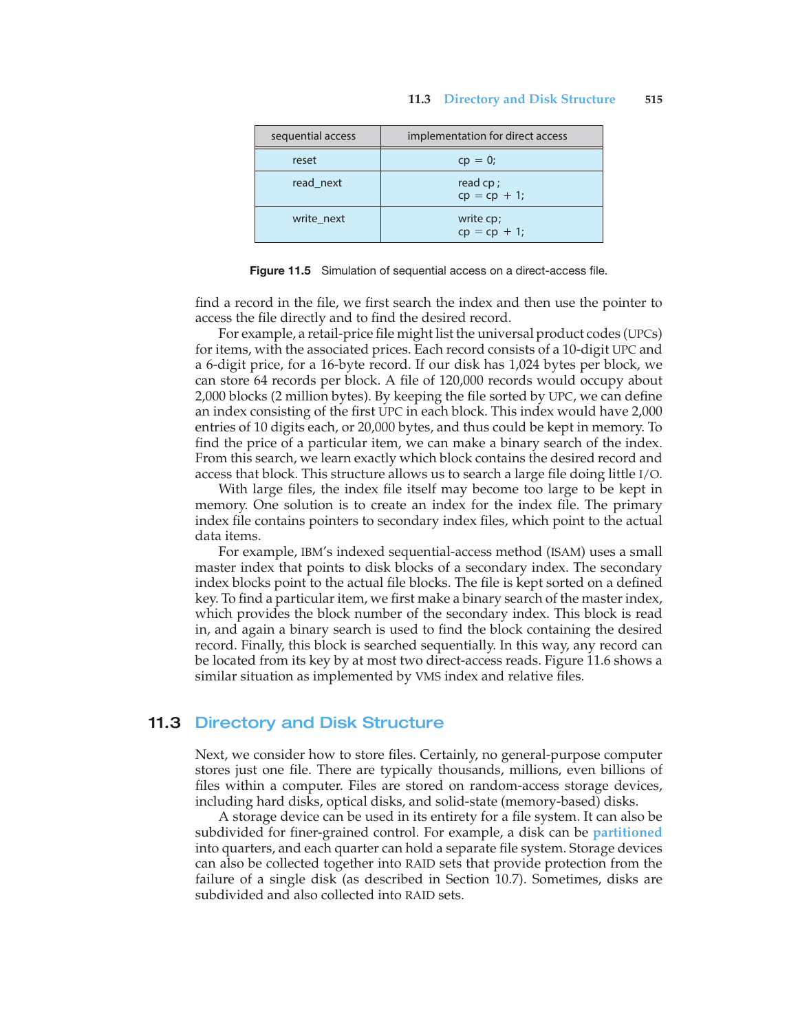| sequential access | implementation for direct access |
|---|---|
| reset | cp = 0; |
| read_next | read cp ;<br>cp = cp + 1; |
| write_next | write cp;<br>cp = cp + 1; |

**Figure 11.5** Simulation of sequential access on a direct-access file.

find a record in the file, we first search the index and then use the pointer to access the file directly and to find the desired record.

For example, a retail-price file might list the universal product codes (UPCs) for items, with the associated prices. Each record consists of a 10-digit UPC and a 6-digit price, for a 16-byte record. If our disk has 1,024 bytes per block, we can store 64 records per block. A file of 120,000 records would occupy about 2,000 blocks (2 million bytes). By keeping the file sorted by UPC, we can define an index consisting of the first UPC in each block. This index would have 2,000 entries of 10 digits each, or 20,000 bytes, and thus could be kept in memory. To find the price of a particular item, we can make a binary search of the index. From this search, we learn exactly which block contains the desired record and access that block. This structure allows us to search a large file doing little I/O.

With large files, the index file itself may become too large to be kept in memory. One solution is to create an index for the index file. The primary index file contains pointers to secondary index files, which point to the actual data items.

For example, IBM's indexed sequential-access method (ISAM) uses a small master index that points to disk blocks of a secondary index. The secondary index blocks point to the actual file blocks. The file is kept sorted on a defined key. To find a particular item, we first make a binary search of the master index, which provides the block number of the secondary index. This block is read in, and again a binary search is used to find the block containing the desired record. Finally, this block is searched sequentially. In this way, any record can be located from its key by at most two direct-access reads. Figure 11.6 shows a similar situation as implemented by VMS index and relative files.

## 11.3 Directory and Disk Structure

Next, we consider how to store files. Certainly, no general-purpose computer stores just one file. There are typically thousands, millions, even billions of files within a computer. Files are stored on random-access storage devices, including hard disks, optical disks, and solid-state (memory-based) disks.

A storage device can be used in its entirety for a file system. It can also be subdivided for finer-grained control. For example, a disk can be **partitioned** into quarters, and each quarter can hold a separate file system. Storage devices can also be collected together into RAID sets that provide protection from the failure of a single disk (as described in Section 10.7). Sometimes, disks are subdivided and also collected into RAID sets.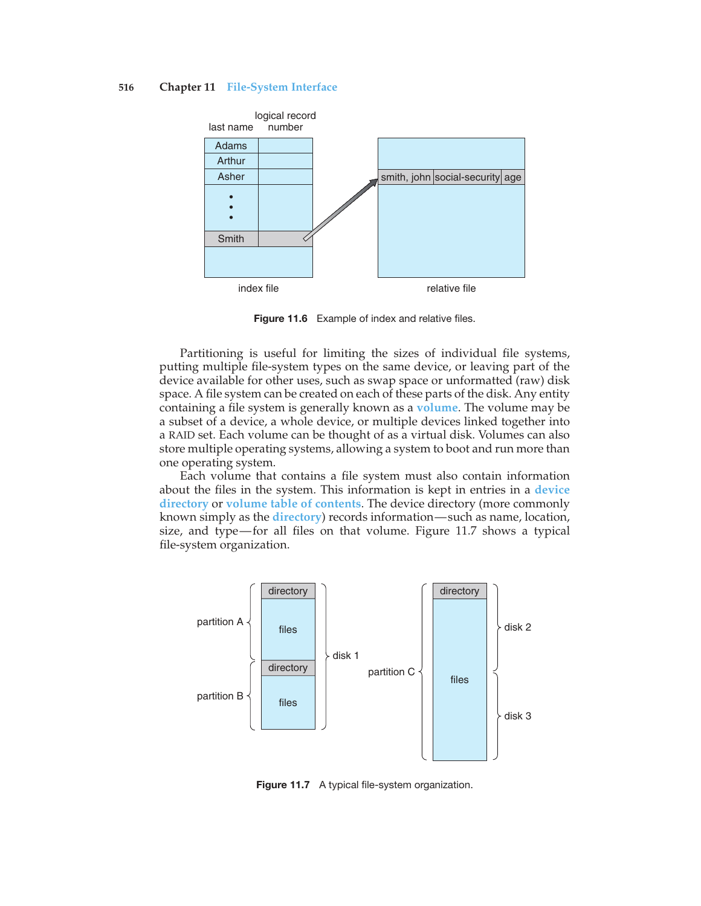Figure 11.6 Example of index and relative files.

Partitioning is useful for limiting the sizes of individual file systems, putting multiple file-system types on the same device, or leaving part of the device available for other uses, such as swap space or unformatted (raw) disk space. A file system can be created on each of these parts of the disk. Any entity containing a file system is generally known as a **volume**. The volume may be a subset of a device, a whole device, or multiple devices linked together into a RAID set. Each volume can be thought of as a virtual disk. Volumes can also store multiple operating systems, allowing a system to boot and run more than one operating system.

Each volume that contains a file system must also contain information about the files in the system. This information is kept in entries in a **device directory** or **volume table of contents**. The device directory (more commonly known simply as the **directory**) records information—such as name, location, size, and type—for all files on that volume. Figure 11.7 shows a typical file-system organization.

Figure 11.7 A typical file-system organization.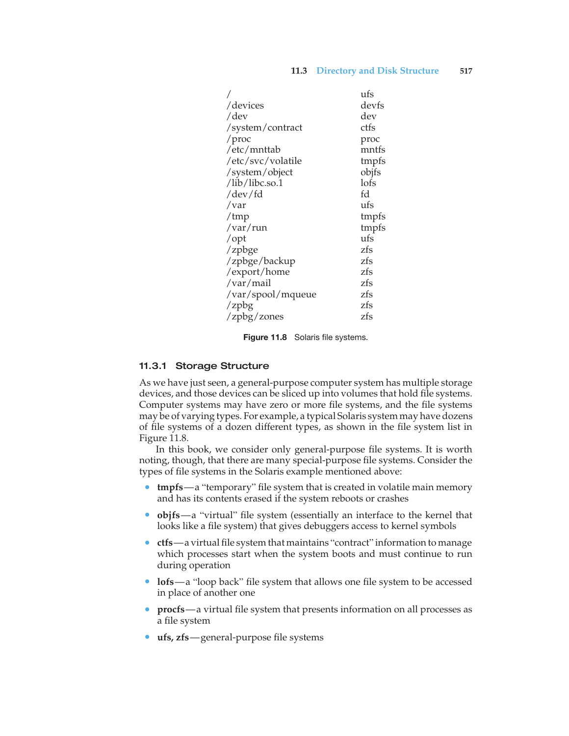| | |
|---|---|
| / | ufs |
| /devices | devfs |
| /dev | dev |
| /system/contract | ctfs |
| /proc | proc |
| /etc/mnttab | mntfs |
| /etc/svc/volatile | tmpfs |
| /system/object | objfs |
| /lib/libc.so.1 | lofs |
| /dev/fd | fd |
| /var | ufs |
| /tmp | tmpfs |
| /var/run | tmpfs |
| /opt | ufs |
| /zpbge | zfs |
| /zpbge/backup | zfs |
| /export/home | zfs |
| /var/mail | zfs |
| /var/spool/mqueue | zfs |
| /zpbg | zfs |
| /zpbg/zones | zfs |

**Figure 11.8** Solaris file systems.

### 11.3.1 Storage Structure

As we have just seen, a general-purpose computer system has multiple storage devices, and those devices can be sliced up into volumes that hold file systems. Computer systems may have zero or more file systems, and the file systems may be of varying types. For example, a typical Solaris system may have dozens of file systems of a dozen different types, as shown in the file system list in Figure 11.8.

In this book, we consider only general-purpose file systems. It is worth noting, though, that there are many special-purpose file systems. Consider the types of file systems in the Solaris example mentioned above:

- **tmpfs**—a "temporary" file system that is created in volatile main memory and has its contents erased if the system reboots or crashes
- **objfs**—a "virtual" file system (essentially an interface to the kernel that looks like a file system) that gives debuggers access to kernel symbols
- **ctfs**—a virtual file system that maintains "contract" information to manage which processes start when the system boots and must continue to run during operation
- **lofs**—a "loop back" file system that allows one file system to be accessed in place of another one
- **procfs**—a virtual file system that presents information on all processes as a file system
- **ufs, zfs**—general-purpose file systems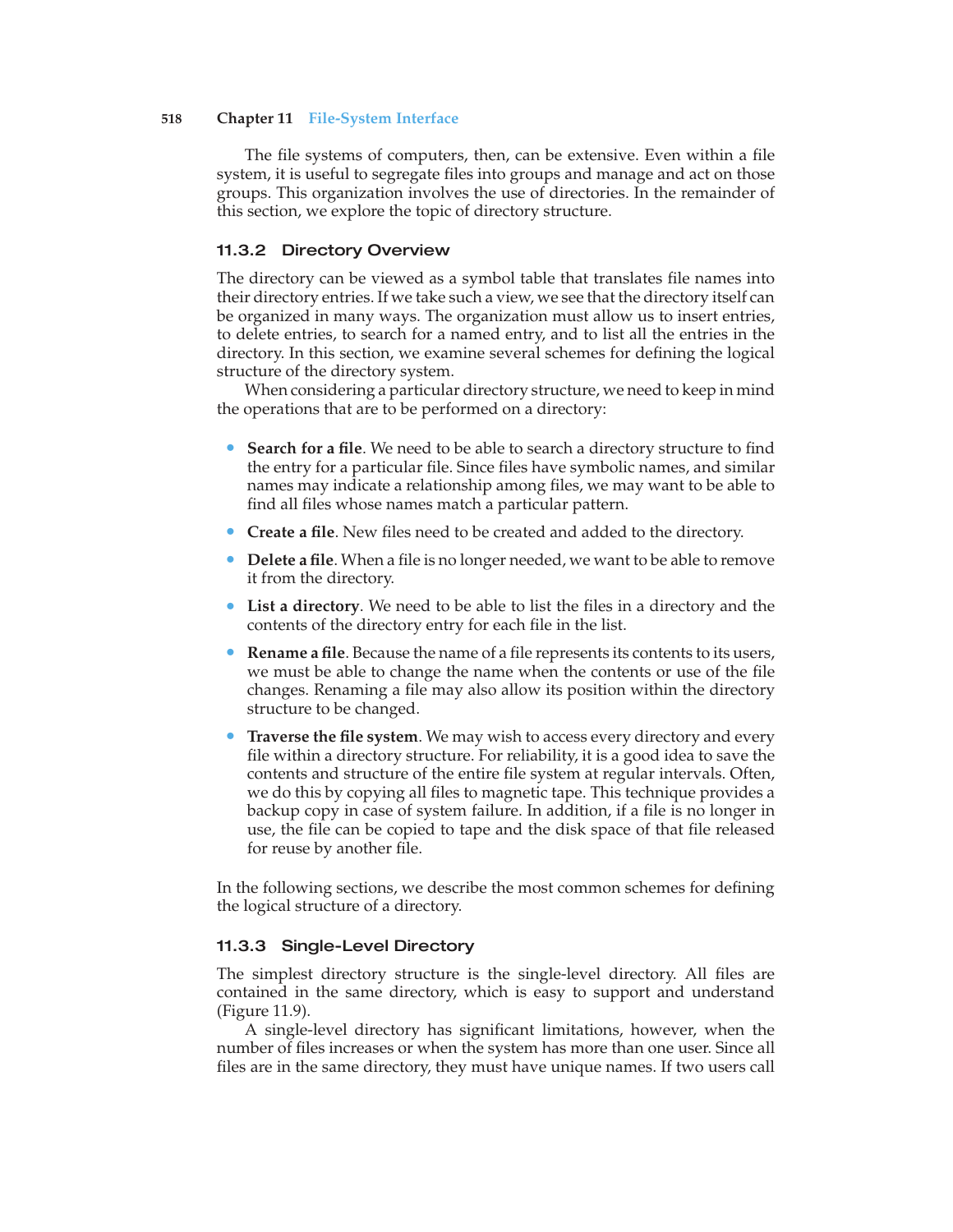The file systems of computers, then, can be extensive. Even within a file system, it is useful to segregate files into groups and manage and act on those groups. This organization involves the use of directories. In the remainder of this section, we explore the topic of directory structure.

### 11.3.2 Directory Overview

The directory can be viewed as a symbol table that translates file names into their directory entries. If we take such a view, we see that the directory itself can be organized in many ways. The organization must allow us to insert entries, to delete entries, to search for a named entry, and to list all the entries in the directory. In this section, we examine several schemes for defining the logical structure of the directory system.

When considering a particular directory structure, we need to keep in mind the operations that are to be performed on a directory:

- **Search for a file**. We need to be able to search a directory structure to find the entry for a particular file. Since files have symbolic names, and similar names may indicate a relationship among files, we may want to be able to find all files whose names match a particular pattern.
- **Create a file**. New files need to be created and added to the directory.
- **Delete a file**. When a file is no longer needed, we want to be able to remove it from the directory.
- **List a directory**. We need to be able to list the files in a directory and the contents of the directory entry for each file in the list.
- **Rename a file**. Because the name of a file represents its contents to its users, we must be able to change the name when the contents or use of the file changes. Renaming a file may also allow its position within the directory structure to be changed.
- **Traverse the file system**. We may wish to access every directory and every file within a directory structure. For reliability, it is a good idea to save the contents and structure of the entire file system at regular intervals. Often, we do this by copying all files to magnetic tape. This technique provides a backup copy in case of system failure. In addition, if a file is no longer in use, the file can be copied to tape and the disk space of that file released for reuse by another file.

In the following sections, we describe the most common schemes for defining the logical structure of a directory.

### 11.3.3 Single-Level Directory

The simplest directory structure is the single-level directory. All files are contained in the same directory, which is easy to support and understand (Figure 11.9).

A single-level directory has significant limitations, however, when the number of files increases or when the system has more than one user. Since all files are in the same directory, they must have unique names. If two users call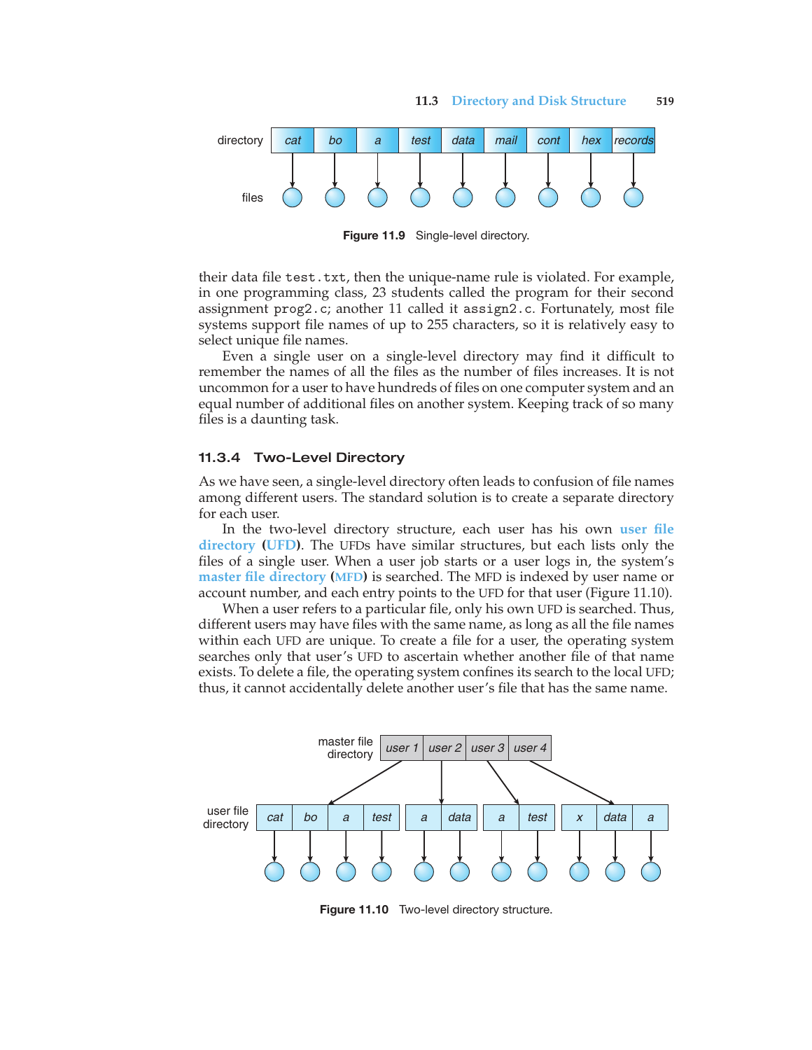Figure 11.9 Single-level directory.

their data file test.txt, then the unique-name rule is violated. For example, in one programming class, 23 students called the program for their second assignment prog2.c; another 11 called it assign2.c. Fortunately, most file systems support file names of up to 255 characters, so it is relatively easy to select unique file names.

Even a single user on a single-level directory may find it difficult to remember the names of all the files as the number of files increases. It is not uncommon for a user to have hundreds of files on one computer system and an equal number of additional files on another system. Keeping track of so many files is a daunting task.

### 11.3.4 Two-Level Directory

As we have seen, a single-level directory often leads to confusion of file names among different users. The standard solution is to create a separate directory for each user.

In the two-level directory structure, each user has his own **user file directory** (**UFD**). The UFDs have similar structures, but each lists only the files of a single user. When a user job starts or a user logs in, the system's **master file directory** (**MFD**) is searched. The MFD is indexed by user name or account number, and each entry points to the UFD for that user (Figure 11.10).

When a user refers to a particular file, only his own UFD is searched. Thus, different users may have files with the same name, as long as all the file names within each UFD are unique. To create a file for a user, the operating system searches only that user's UFD to ascertain whether another file of that name exists. To delete a file, the operating system confines its search to the local UFD; thus, it cannot accidentally delete another user's file that has the same name.

Figure 11.10 Two-level directory structure.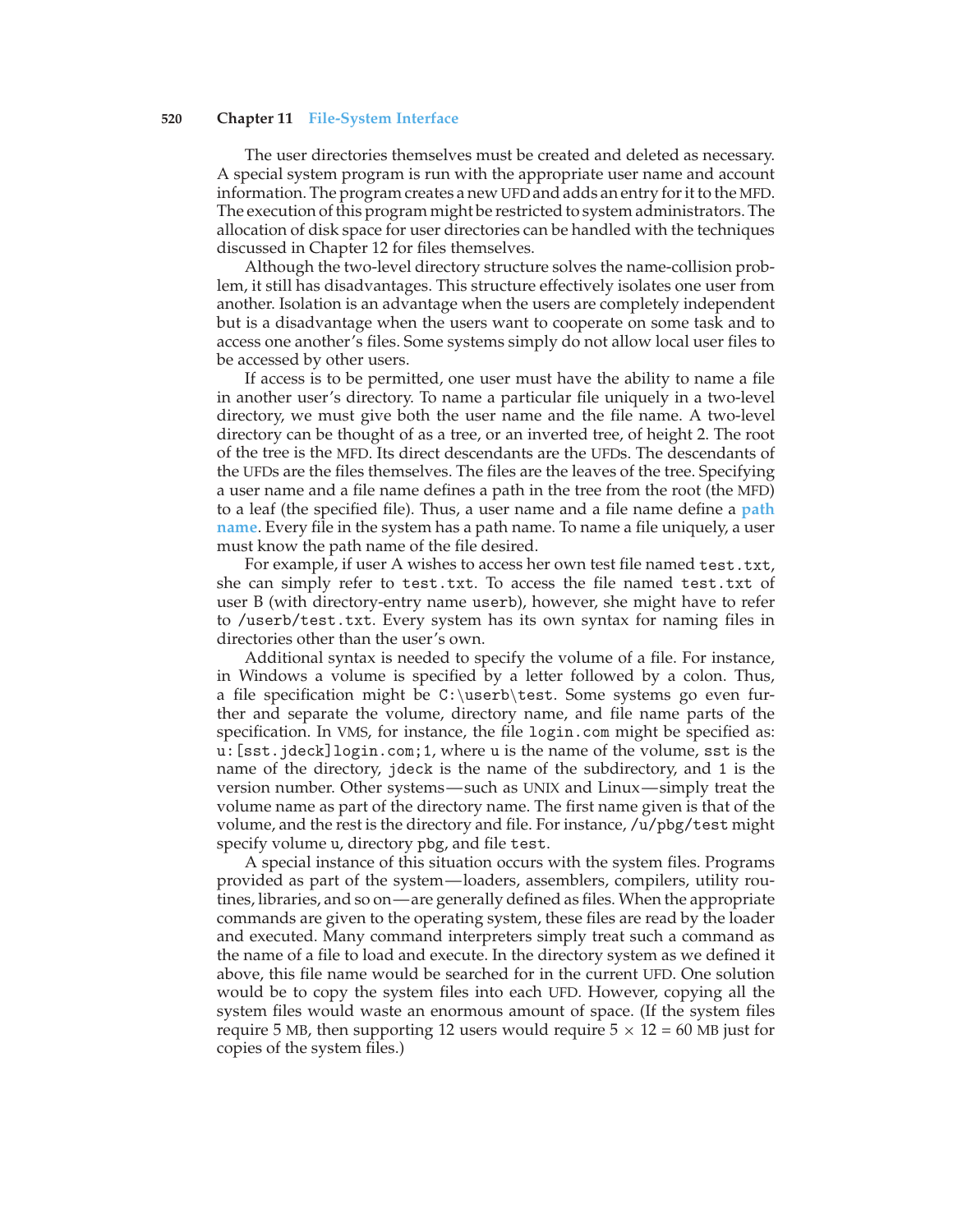The user directories themselves must be created and deleted as necessary. A special system program is run with the appropriate user name and account information. The program creates a new UFD and adds an entry for it to the MFD. The execution of this program might be restricted to system administrators. The allocation of disk space for user directories can be handled with the techniques discussed in Chapter 12 for files themselves.

Although the two-level directory structure solves the name-collision problem, it still has disadvantages. This structure effectively isolates one user from another. Isolation is an advantage when the users are completely independent but is a disadvantage when the users want to cooperate on some task and to access one another's files. Some systems simply do not allow local user files to be accessed by other users.

If access is to be permitted, one user must have the ability to name a file in another user's directory. To name a particular file uniquely in a two-level directory, we must give both the user name and the file name. A two-level directory can be thought of as a tree, or an inverted tree, of height 2. The root of the tree is the MFD. Its direct descendants are the UFDs. The descendants of the UFDs are the files themselves. The files are the leaves of the tree. Specifying a user name and a file name defines a path in the tree from the root (the MFD) to a leaf (the specified file). Thus, a user name and a file name define a **path name**. Every file in the system has a path name. To name a file uniquely, a user must know the path name of the file desired.

For example, if user A wishes to access her own test file named `test.txt`, she can simply refer to `test.txt`. To access the file named `test.txt` of user B (with directory-entry name `userb`), however, she might have to refer to `/userb/test.txt`. Every system has its own syntax for naming files in directories other than the user's own.

Additional syntax is needed to specify the volume of a file. For instance, in Windows a volume is specified by a letter followed by a colon. Thus, a file specification might be `C:\userb\test`. Some systems go even further and separate the volume, directory name, and file name parts of the specification. In VMS, for instance, the file `login.com` might be specified as: `u:[sst.jdeck]login.com;1`, where `u` is the name of the volume, `sst` is the name of the directory, `jdeck` is the name of the subdirectory, and `1` is the version number. Other systems—such as UNIX and Linux—simply treat the volume name as part of the directory name. The first name given is that of the volume, and the rest is the directory and file. For instance, `/u/pbg/test` might specify volume `u`, directory `pbg`, and file `test`.

A special instance of this situation occurs with the system files. Programs provided as part of the system—loaders, assemblers, compilers, utility routines, libraries, and so on—are generally defined as files. When the appropriate commands are given to the operating system, these files are read by the loader and executed. Many command interpreters simply treat such a command as the name of a file to load and execute. In the directory system as we defined it above, this file name would be searched for in the current UFD. One solution would be to copy the system files into each UFD. However, copying all the system files would waste an enormous amount of space. (If the system files require 5 MB, then supporting 12 users would require $5 \times 12 = 60$ MB just for copies of the system files.)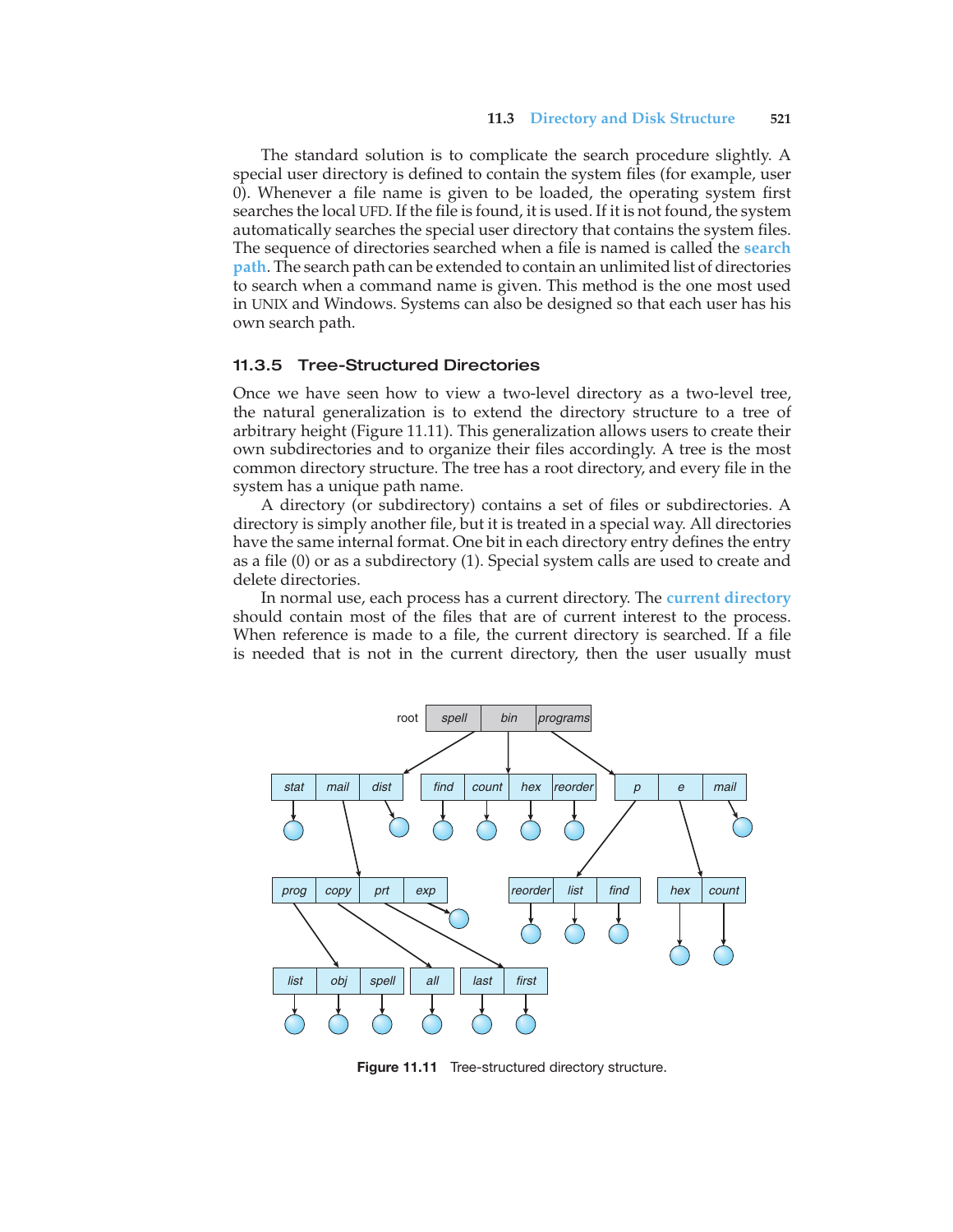The standard solution is to complicate the search procedure slightly. A special user directory is defined to contain the system files (for example, user 0). Whenever a file name is given to be loaded, the operating system first searches the local UFD. If the file is found, it is used. If it is not found, the system automatically searches the special user directory that contains the system files. The sequence of directories searched when a file is named is called the **search path**. The search path can be extended to contain an unlimited list of directories to search when a command name is given. This method is the one most used in UNIX and Windows. Systems can also be designed so that each user has his own search path.

### 11.3.5 Tree-Structured Directories

Once we have seen how to view a two-level directory as a two-level tree, the natural generalization is to extend the directory structure to a tree of arbitrary height (Figure 11.11). This generalization allows users to create their own subdirectories and to organize their files accordingly. A tree is the most common directory structure. The tree has a root directory, and every file in the system has a unique path name.

A directory (or subdirectory) contains a set of files or subdirectories. A directory is simply another file, but it is treated in a special way. All directories have the same internal format. One bit in each directory entry defines the entry as a file (0) or as a subdirectory (1). Special system calls are used to create and delete directories.

In normal use, each process has a current directory. The **current directory** should contain most of the files that are of current interest to the process. When reference is made to a file, the current directory is searched. If a file is needed that is not in the current directory, then the user usually must

root
spell bin programs
stat mail dist
find count hex reorder
p e mail
prog copy prt exp
reorder list find
hex count
list obj spell
all
last first

**Figure 11.11** Tree-structured directory structure.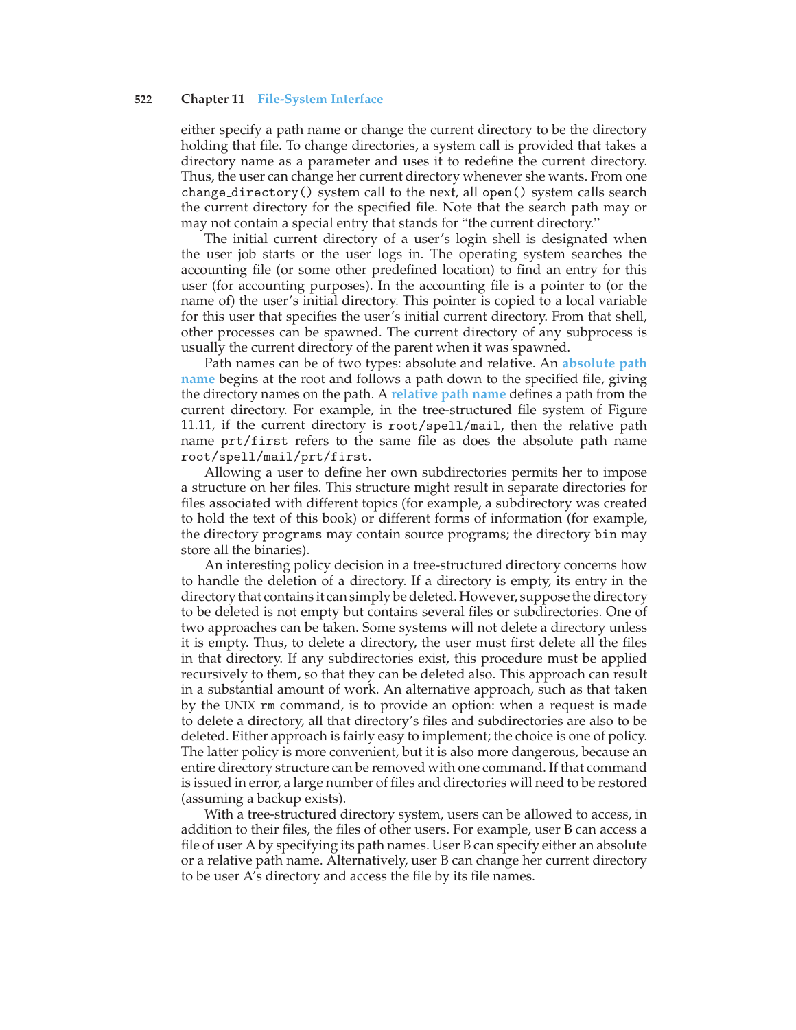either specify a path name or change the current directory to be the directory holding that file. To change directories, a system call is provided that takes a directory name as a parameter and uses it to redefine the current directory. Thus, the user can change her current directory whenever she wants. From one `change_directory()` system call to the next, all `open()` system calls search the current directory for the specified file. Note that the search path may or may not contain a special entry that stands for "the current directory."

The initial current directory of a user's login shell is designated when the user job starts or the user logs in. The operating system searches the accounting file (or some other predefined location) to find an entry for this user (for accounting purposes). In the accounting file is a pointer to (or the name of) the user's initial directory. This pointer is copied to a local variable for this user that specifies the user's initial current directory. From that shell, other processes can be spawned. The current directory of any subprocess is usually the current directory of the parent when it was spawned.

Path names can be of two types: absolute and relative. An **absolute path name** begins at the root and follows a path down to the specified file, giving the directory names on the path. A **relative path name** defines a path from the current directory. For example, in the tree-structured file system of Figure 11.11, if the current directory is `root/spell/mail`, then the relative path name `prt/first` refers to the same file as does the absolute path name `root/spell/mail/prt/first`.

Allowing a user to define her own subdirectories permits her to impose a structure on her files. This structure might result in separate directories for files associated with different topics (for example, a subdirectory was created to hold the text of this book) or different forms of information (for example, the directory `programs` may contain source programs; the directory `bin` may store all the binaries).

An interesting policy decision in a tree-structured directory concerns how to handle the deletion of a directory. If a directory is empty, its entry in the directory that contains it can simply be deleted. However, suppose the directory to be deleted is not empty but contains several files or subdirectories. One of two approaches can be taken. Some systems will not delete a directory unless it is empty. Thus, to delete a directory, the user must first delete all the files in that directory. If any subdirectories exist, this procedure must be applied recursively to them, so that they can be deleted also. This approach can result in a substantial amount of work. An alternative approach, such as that taken by the UNIX `rm` command, is to provide an option: when a request is made to delete a directory, all that directory's files and subdirectories are also to be deleted. Either approach is fairly easy to implement; the choice is one of policy. The latter policy is more convenient, but it is also more dangerous, because an entire directory structure can be removed with one command. If that command is issued in error, a large number of files and directories will need to be restored (assuming a backup exists).

With a tree-structured directory system, users can be allowed to access, in addition to their files, the files of other users. For example, user B can access a file of user A by specifying its path names. User B can specify either an absolute or a relative path name. Alternatively, user B can change her current directory to be user A's directory and access the file by its file names.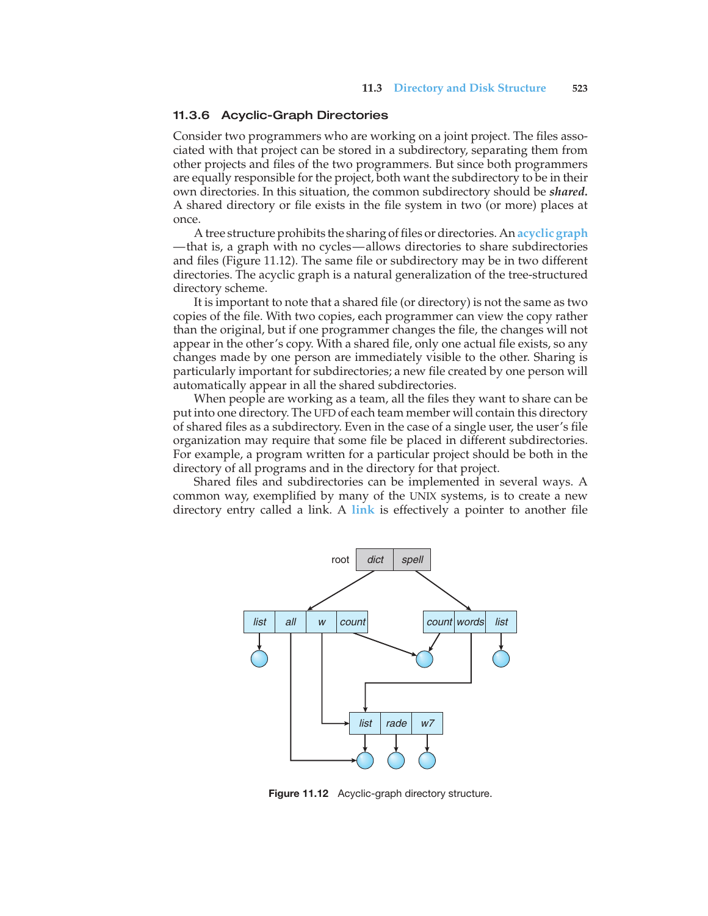### 11.3.6 Acyclic-Graph Directories

Consider two programmers who are working on a joint project. The files associated with that project can be stored in a subdirectory, separating them from other projects and files of the two programmers. But since both programmers are equally responsible for the project, both want the subdirectory to be in their own directories. In this situation, the common subdirectory should be ***shared***. A shared directory or file exists in the file system in two (or more) places at once.

A tree structure prohibits the sharing of files or directories. An **acyclic graph**—that is, a graph with no cycles—allows directories to share subdirectories and files (Figure 11.12). The same file or subdirectory may be in two different directories. The acyclic graph is a natural generalization of the tree-structured directory scheme.

It is important to note that a shared file (or directory) is not the same as two copies of the file. With two copies, each programmer can view the copy rather than the original, but if one programmer changes the file, the changes will not appear in the other's copy. With a shared file, only one actual file exists, so any changes made by one person are immediately visible to the other. Sharing is particularly important for subdirectories; a new file created by one person will automatically appear in all the shared subdirectories.

When people are working as a team, all the files they want to share can be put into one directory. The UFD of each team member will contain this directory of shared files as a subdirectory. Even in the case of a single user, the user's file organization may require that some file be placed in different subdirectories. For example, a program written for a particular project should be both in the directory of all programs and in the directory for that project.

Shared files and subdirectories can be implemented in several ways. A common way, exemplified by many of the UNIX systems, is to create a new directory entry called a link. A **link** is effectively a pointer to another file

**Figure 11.12** Acyclic-graph directory structure.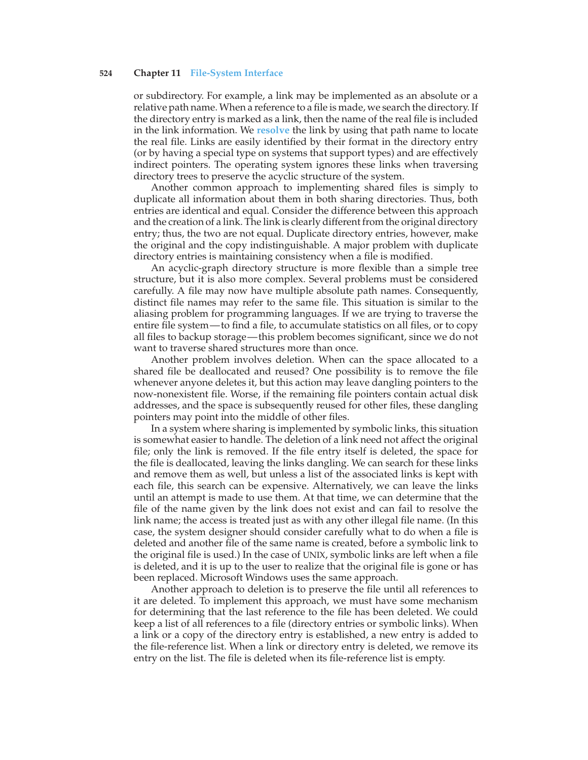or subdirectory. For example, a link may be implemented as an absolute or a relative path name. When a reference to a file is made, we search the directory. If the directory entry is marked as a link, then the name of the real file is included in the link information. We **resolve** the link by using that path name to locate the real file. Links are easily identified by their format in the directory entry (or by having a special type on systems that support types) and are effectively indirect pointers. The operating system ignores these links when traversing directory trees to preserve the acyclic structure of the system.

Another common approach to implementing shared files is simply to duplicate all information about them in both sharing directories. Thus, both entries are identical and equal. Consider the difference between this approach and the creation of a link. The link is clearly different from the original directory entry; thus, the two are not equal. Duplicate directory entries, however, make the original and the copy indistinguishable. A major problem with duplicate directory entries is maintaining consistency when a file is modified.

An acyclic-graph directory structure is more flexible than a simple tree structure, but it is also more complex. Several problems must be considered carefully. A file may now have multiple absolute path names. Consequently, distinct file names may refer to the same file. This situation is similar to the aliasing problem for programming languages. If we are trying to traverse the entire file system—to find a file, to accumulate statistics on all files, or to copy all files to backup storage—this problem becomes significant, since we do not want to traverse shared structures more than once.

Another problem involves deletion. When can the space allocated to a shared file be deallocated and reused? One possibility is to remove the file whenever anyone deletes it, but this action may leave dangling pointers to the now-nonexistent file. Worse, if the remaining file pointers contain actual disk addresses, and the space is subsequently reused for other files, these dangling pointers may point into the middle of other files.

In a system where sharing is implemented by symbolic links, this situation is somewhat easier to handle. The deletion of a link need not affect the original file; only the link is removed. If the file entry itself is deleted, the space for the file is deallocated, leaving the links dangling. We can search for these links and remove them as well, but unless a list of the associated links is kept with each file, this search can be expensive. Alternatively, we can leave the links until an attempt is made to use them. At that time, we can determine that the file of the name given by the link does not exist and can fail to resolve the link name; the access is treated just as with any other illegal file name. (In this case, the system designer should consider carefully what to do when a file is deleted and another file of the same name is created, before a symbolic link to the original file is used.) In the case of UNIX, symbolic links are left when a file is deleted, and it is up to the user to realize that the original file is gone or has been replaced. Microsoft Windows uses the same approach.

Another approach to deletion is to preserve the file until all references to it are deleted. To implement this approach, we must have some mechanism for determining that the last reference to the file has been deleted. We could keep a list of all references to a file (directory entries or symbolic links). When a link or a copy of the directory entry is established, a new entry is added to the file-reference list. When a link or directory entry is deleted, we remove its entry on the list. The file is deleted when its file-reference list is empty.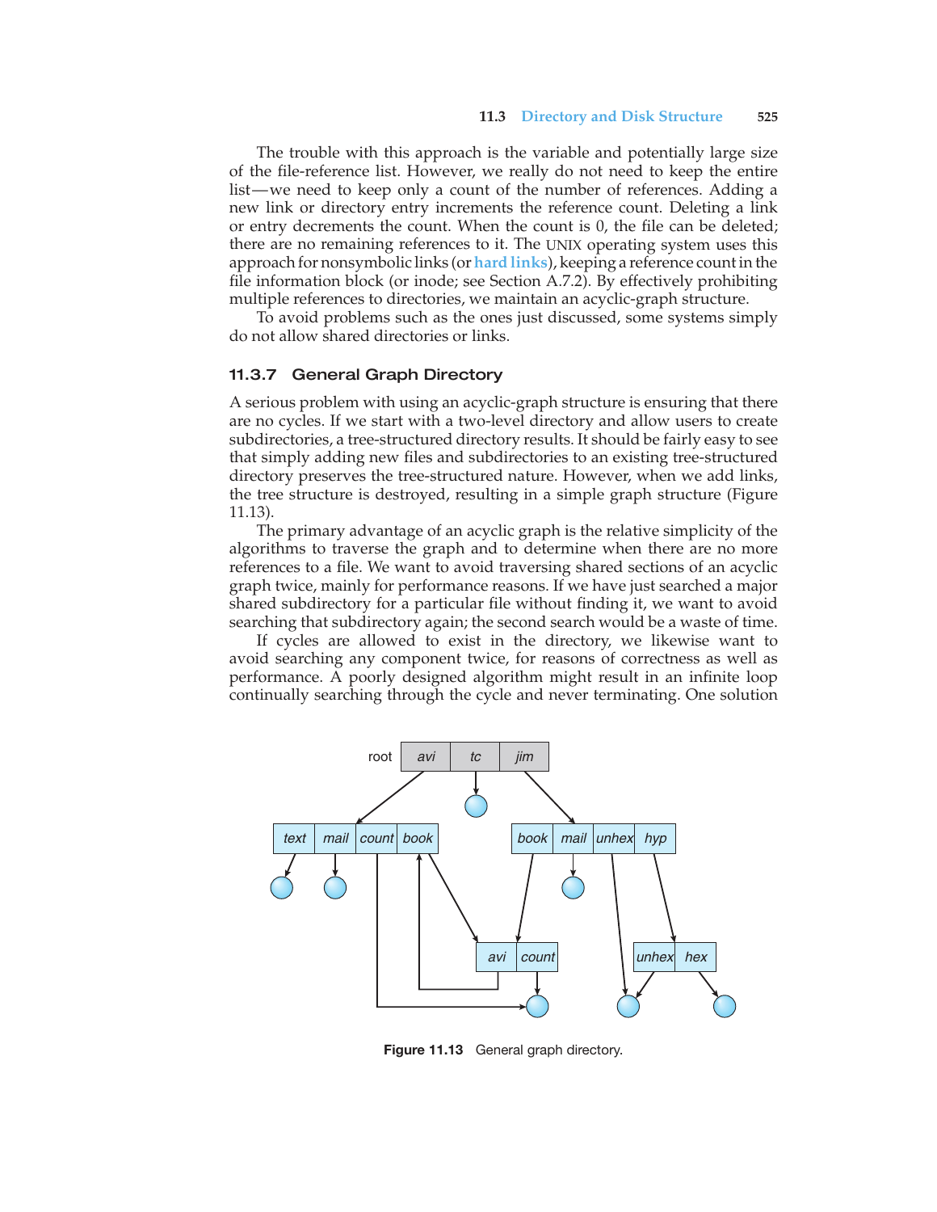The trouble with this approach is the variable and potentially large size of the file-reference list. However, we really do not need to keep the entire list—we need to keep only a count of the number of references. Adding a new link or directory entry increments the reference count. Deleting a link or entry decrements the count. When the count is 0, the file can be deleted; there are no remaining references to it. The UNIX operating system uses this approach for nonsymbolic links (or **hard links**), keeping a reference count in the file information block (or inode; see Section A.7.2). By effectively prohibiting multiple references to directories, we maintain an acyclic-graph structure.

To avoid problems such as the ones just discussed, some systems simply do not allow shared directories or links.

### 11.3.7 General Graph Directory

A serious problem with using an acyclic-graph structure is ensuring that there are no cycles. If we start with a two-level directory and allow users to create subdirectories, a tree-structured directory results. It should be fairly easy to see that simply adding new files and subdirectories to an existing tree-structured directory preserves the tree-structured nature. However, when we add links, the tree structure is destroyed, resulting in a simple graph structure (Figure 11.13).

The primary advantage of an acyclic graph is the relative simplicity of the algorithms to traverse the graph and to determine when there are no more references to a file. We want to avoid traversing shared sections of an acyclic graph twice, mainly for performance reasons. If we have just searched a major shared subdirectory for a particular file without finding it, we want to avoid searching that subdirectory again; the second search would be a waste of time.

If cycles are allowed to exist in the directory, we likewise want to avoid searching any component twice, for reasons of correctness as well as performance. A poorly designed algorithm might result in an infinite loop continually searching through the cycle and never terminating. One solution

root
avi tc jim
text mail count book
book mail unhex hyp
avi count
unhex hex

**Figure 11.13** General graph directory.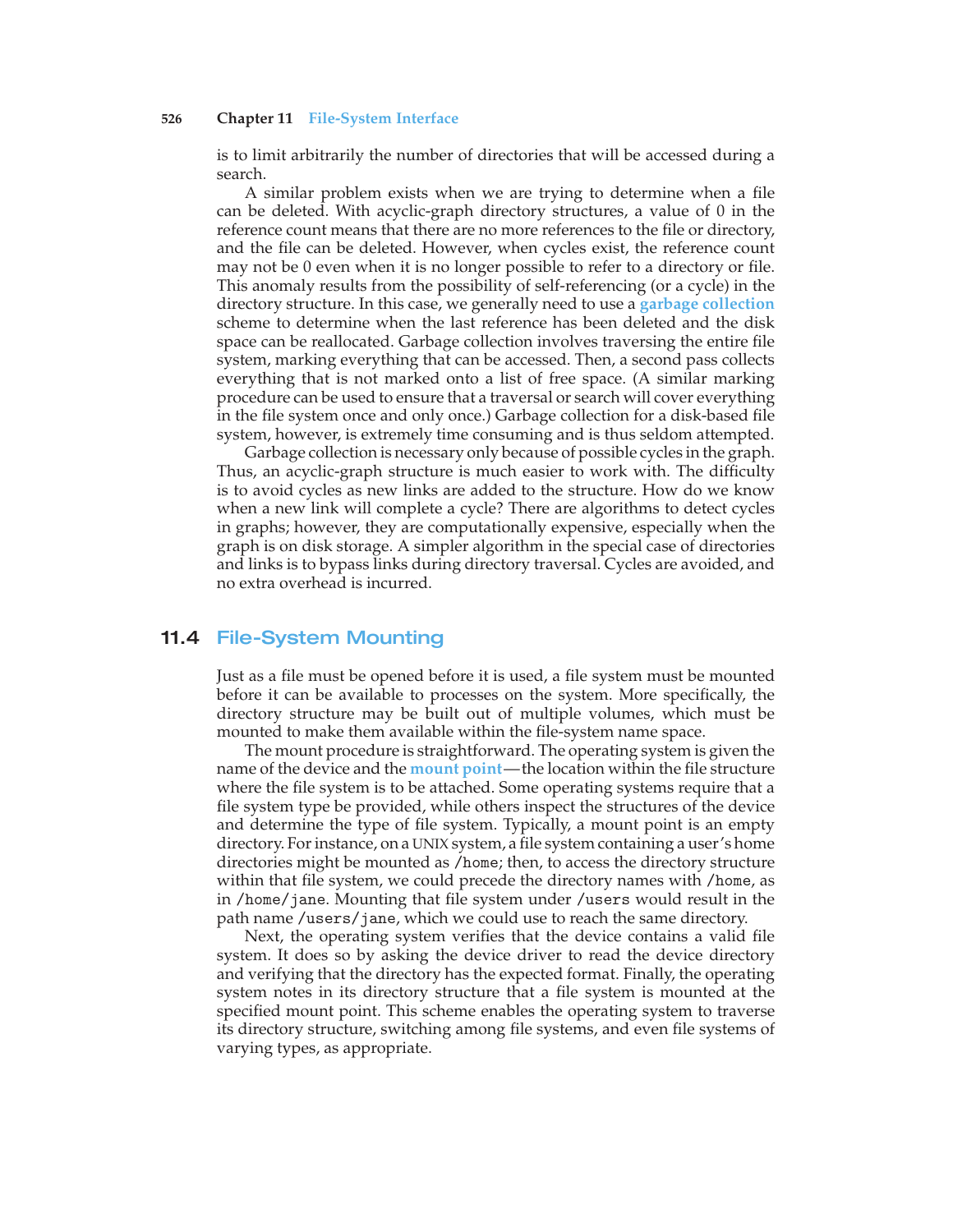is to limit arbitrarily the number of directories that will be accessed during a search.

A similar problem exists when we are trying to determine when a file can be deleted. With acyclic-graph directory structures, a value of 0 in the reference count means that there are no more references to the file or directory, and the file can be deleted. However, when cycles exist, the reference count may not be 0 even when it is no longer possible to refer to a directory or file. This anomaly results from the possibility of self-referencing (or a cycle) in the directory structure. In this case, we generally need to use a **garbage collection** scheme to determine when the last reference has been deleted and the disk space can be reallocated. Garbage collection involves traversing the entire file system, marking everything that can be accessed. Then, a second pass collects everything that is not marked onto a list of free space. (A similar marking procedure can be used to ensure that a traversal or search will cover everything in the file system once and only once.) Garbage collection for a disk-based file system, however, is extremely time consuming and is thus seldom attempted.

Garbage collection is necessary only because of possible cycles in the graph. Thus, an acyclic-graph structure is much easier to work with. The difficulty is to avoid cycles as new links are added to the structure. How do we know when a new link will complete a cycle? There are algorithms to detect cycles in graphs; however, they are computationally expensive, especially when the graph is on disk storage. A simpler algorithm in the special case of directories and links is to bypass links during directory traversal. Cycles are avoided, and no extra overhead is incurred.

## 11.4 File-System Mounting

Just as a file must be opened before it is used, a file system must be mounted before it can be available to processes on the system. More specifically, the directory structure may be built out of multiple volumes, which must be mounted to make them available within the file-system name space.

The mount procedure is straightforward. The operating system is given the name of the device and the **mount point**—the location within the file structure where the file system is to be attached. Some operating systems require that a file system type be provided, while others inspect the structures of the device and determine the type of file system. Typically, a mount point is an empty directory. For instance, on a UNIX system, a file system containing a user's home directories might be mounted as `/home`; then, to access the directory structure within that file system, we could precede the directory names with `/home`, as in `/home/jane`. Mounting that file system under `/users` would result in the path name `/users/jane`, which we could use to reach the same directory.

Next, the operating system verifies that the device contains a valid file system. It does so by asking the device driver to read the device directory and verifying that the directory has the expected format. Finally, the operating system notes in its directory structure that a file system is mounted at the specified mount point. This scheme enables the operating system to traverse its directory structure, switching among file systems, and even file systems of varying types, as appropriate.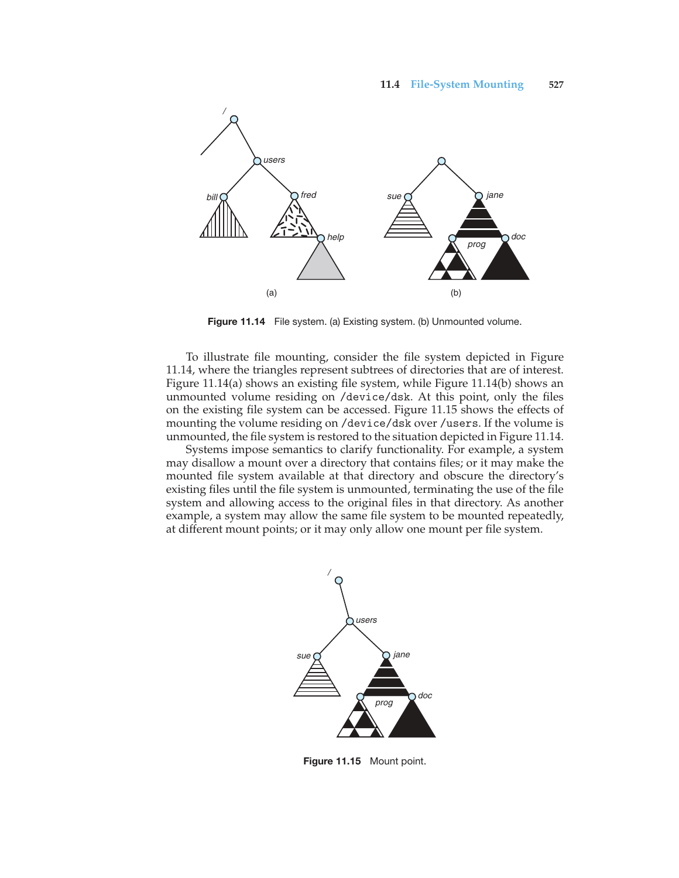Figure 11.14 File system. (a) Existing system. (b) Unmounted volume.

To illustrate file mounting, consider the file system depicted in Figure 11.14, where the triangles represent subtrees of directories that are of interest. Figure 11.14(a) shows an existing file system, while Figure 11.14(b) shows an unmounted volume residing on /device/dsk. At this point, only the files on the existing file system can be accessed. Figure 11.15 shows the effects of mounting the volume residing on /device/dsk over /users. If the volume is unmounted, the file system is restored to the situation depicted in Figure 11.14.

Systems impose semantics to clarify functionality. For example, a system may disallow a mount over a directory that contains files; or it may make the mounted file system available at that directory and obscure the directory's existing files until the file system is unmounted, terminating the use of the file system and allowing access to the original files in that directory. As another example, a system may allow the same file system to be mounted repeatedly, at different mount points; or it may only allow one mount per file system.

Figure 11.15 Mount point.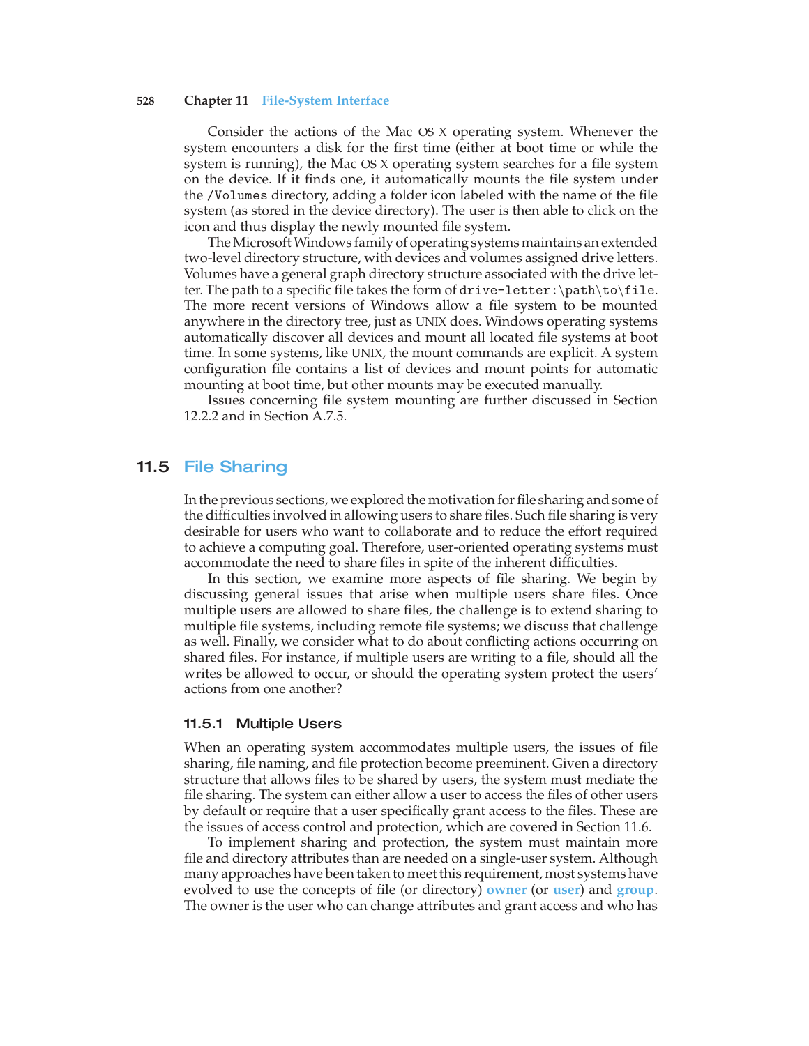Consider the actions of the Mac OS X operating system. Whenever the system encounters a disk for the first time (either at boot time or while the system is running), the Mac OS X operating system searches for a file system on the device. If it finds one, it automatically mounts the file system under the `/Volumes` directory, adding a folder icon labeled with the name of the file system (as stored in the device directory). The user is then able to click on the icon and thus display the newly mounted file system.

The Microsoft Windows family of operating systems maintains an extended two-level directory structure, with devices and volumes assigned drive letters. Volumes have a general graph directory structure associated with the drive letter. The path to a specific file takes the form of `drive-letter:\path\to\file`. The more recent versions of Windows allow a file system to be mounted anywhere in the directory tree, just as UNIX does. Windows operating systems automatically discover all devices and mount all located file systems at boot time. In some systems, like UNIX, the mount commands are explicit. A system configuration file contains a list of devices and mount points for automatic mounting at boot time, but other mounts may be executed manually.

Issues concerning file system mounting are further discussed in Section 12.2.2 and in Section A.7.5.

## 11.5 File Sharing

In the previous sections, we explored the motivation for file sharing and some of the difficulties involved in allowing users to share files. Such file sharing is very desirable for users who want to collaborate and to reduce the effort required to achieve a computing goal. Therefore, user-oriented operating systems must accommodate the need to share files in spite of the inherent difficulties.

In this section, we examine more aspects of file sharing. We begin by discussing general issues that arise when multiple users share files. Once multiple users are allowed to share files, the challenge is to extend sharing to multiple file systems, including remote file systems; we discuss that challenge as well. Finally, we consider what to do about conflicting actions occurring on shared files. For instance, if multiple users are writing to a file, should all the writes be allowed to occur, or should the operating system protect the users' actions from one another?

### 11.5.1 Multiple Users

When an operating system accommodates multiple users, the issues of file sharing, file naming, and file protection become preeminent. Given a directory structure that allows files to be shared by users, the system must mediate the file sharing. The system can either allow a user to access the files of other users by default or require that a user specifically grant access to the files. These are the issues of access control and protection, which are covered in Section 11.6.

To implement sharing and protection, the system must maintain more file and directory attributes than are needed on a single-user system. Although many approaches have been taken to meet this requirement, most systems have evolved to use the concepts of file (or directory) **owner** (or **user**) and **group**. The owner is the user who can change attributes and grant access and who has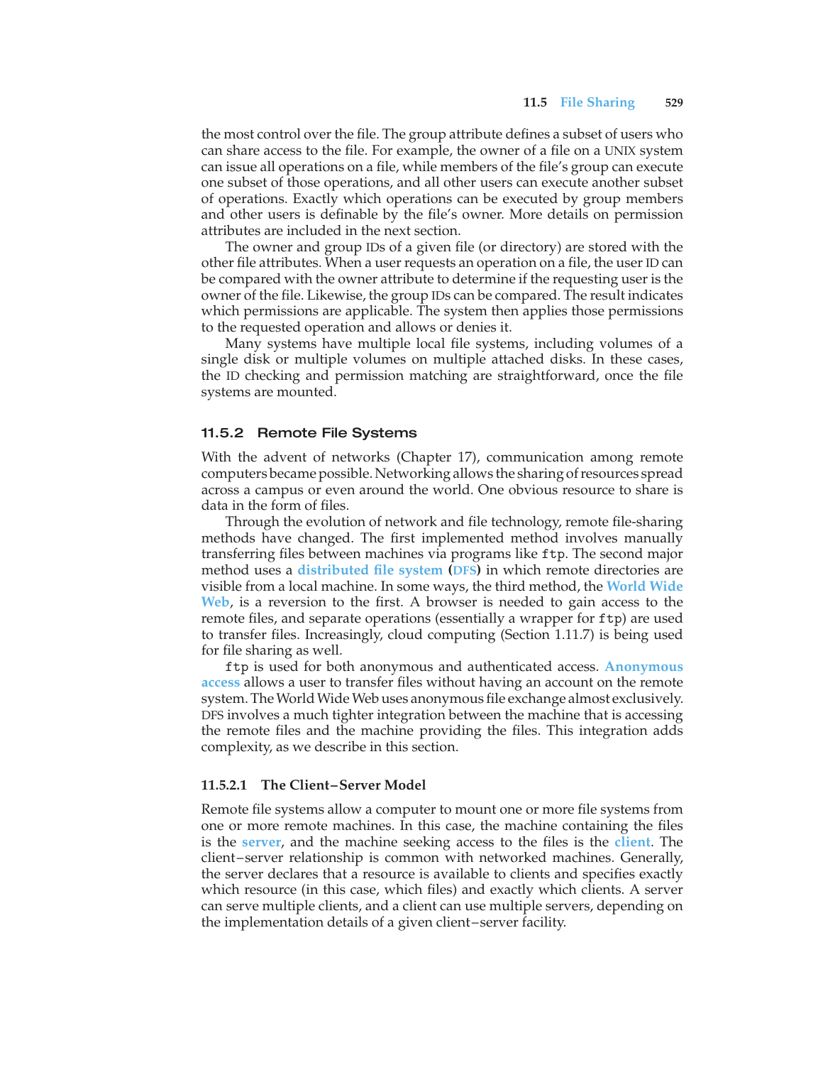the most control over the file. The group attribute defines a subset of users who can share access to the file. For example, the owner of a file on a UNIX system can issue all operations on a file, while members of the file's group can execute one subset of those operations, and all other users can execute another subset of operations. Exactly which operations can be executed by group members and other users is definable by the file's owner. More details on permission attributes are included in the next section.

The owner and group IDs of a given file (or directory) are stored with the other file attributes. When a user requests an operation on a file, the user ID can be compared with the owner attribute to determine if the requesting user is the owner of the file. Likewise, the group IDs can be compared. The result indicates which permissions are applicable. The system then applies those permissions to the requested operation and allows or denies it.

Many systems have multiple local file systems, including volumes of a single disk or multiple volumes on multiple attached disks. In these cases, the ID checking and permission matching are straightforward, once the file systems are mounted.

### 11.5.2 Remote File Systems

With the advent of networks (Chapter 17), communication among remote computers became possible. Networking allows the sharing of resources spread across a campus or even around the world. One obvious resource to share is data in the form of files.

Through the evolution of network and file technology, remote file-sharing methods have changed. The first implemented method involves manually transferring files between machines via programs like `ftp`. The second major method uses a **distributed file system (DFS)** in which remote directories are visible from a local machine. In some ways, the third method, the **World Wide Web**, is a reversion to the first. A browser is needed to gain access to the remote files, and separate operations (essentially a wrapper for `ftp`) are used to transfer files. Increasingly, cloud computing (Section 1.11.7) is being used for file sharing as well.

`ftp` is used for both anonymous and authenticated access. **Anonymous access** allows a user to transfer files without having an account on the remote system. The World Wide Web uses anonymous file exchange almost exclusively. DFS involves a much tighter integration between the machine that is accessing the remote files and the machine providing the files. This integration adds complexity, as we describe in this section.

#### 11.5.2.1 The Client–Server Model

Remote file systems allow a computer to mount one or more file systems from one or more remote machines. In this case, the machine containing the files is the **server**, and the machine seeking access to the files is the **client**. The client–server relationship is common with networked machines. Generally, the server declares that a resource is available to clients and specifies exactly which resource (in this case, which files) and exactly which clients. A server can serve multiple clients, and a client can use multiple servers, depending on the implementation details of a given client–server facility.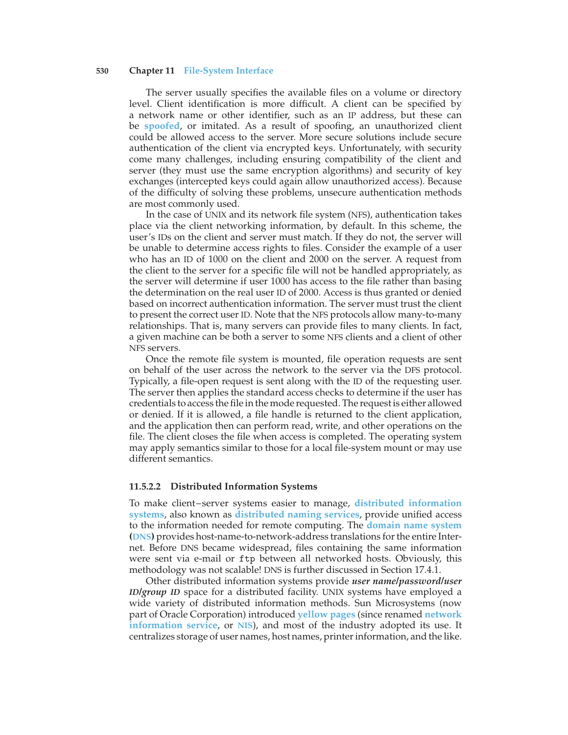The server usually specifies the available files on a volume or directory level. Client identification is more difficult. A client can be specified by a network name or other identifier, such as an IP address, but these can be **spoofed**, or imitated. As a result of spoofing, an unauthorized client could be allowed access to the server. More secure solutions include secure authentication of the client via encrypted keys. Unfortunately, with security come many challenges, including ensuring compatibility of the client and server (they must use the same encryption algorithms) and security of key exchanges (intercepted keys could again allow unauthorized access). Because of the difficulty of solving these problems, unsecure authentication methods are most commonly used.

In the case of UNIX and its network file system (NFS), authentication takes place via the client networking information, by default. In this scheme, the user's IDs on the client and server must match. If they do not, the server will be unable to determine access rights to files. Consider the example of a user who has an ID of 1000 on the client and 2000 on the server. A request from the client to the server for a specific file will not be handled appropriately, as the server will determine if user 1000 has access to the file rather than basing the determination on the real user ID of 2000. Access is thus granted or denied based on incorrect authentication information. The server must trust the client to present the correct user ID. Note that the NFS protocols allow many-to-many relationships. That is, many servers can provide files to many clients. In fact, a given machine can be both a server to some NFS clients and a client of other NFS servers.

Once the remote file system is mounted, file operation requests are sent on behalf of the user across the network to the server via the DFS protocol. Typically, a file-open request is sent along with the ID of the requesting user. The server then applies the standard access checks to determine if the user has credentials to access the file in the mode requested. The request is either allowed or denied. If it is allowed, a file handle is returned to the client application, and the application then can perform read, write, and other operations on the file. The client closes the file when access is completed. The operating system may apply semantics similar to those for a local file-system mount or may use different semantics.

#### 11.5.2.2 Distributed Information Systems

To make client–server systems easier to manage, **distributed information systems**, also known as **distributed naming services**, provide unified access to the information needed for remote computing. The **domain name system (DNS)** provides host-name-to-network-address translations for the entire Internet. Before DNS became widespread, files containing the same information were sent via e-mail or `ftp` between all networked hosts. Obviously, this methodology was not scalable! DNS is further discussed in Section 17.4.1.

Other distributed information systems provide ***user name/password/user ID/group ID*** space for a distributed facility. UNIX systems have employed a wide variety of distributed information methods. Sun Microsystems (now part of Oracle Corporation) introduced **yellow pages** (since renamed **network information service**, or **NIS**), and most of the industry adopted its use. It centralizes storage of user names, host names, printer information, and the like.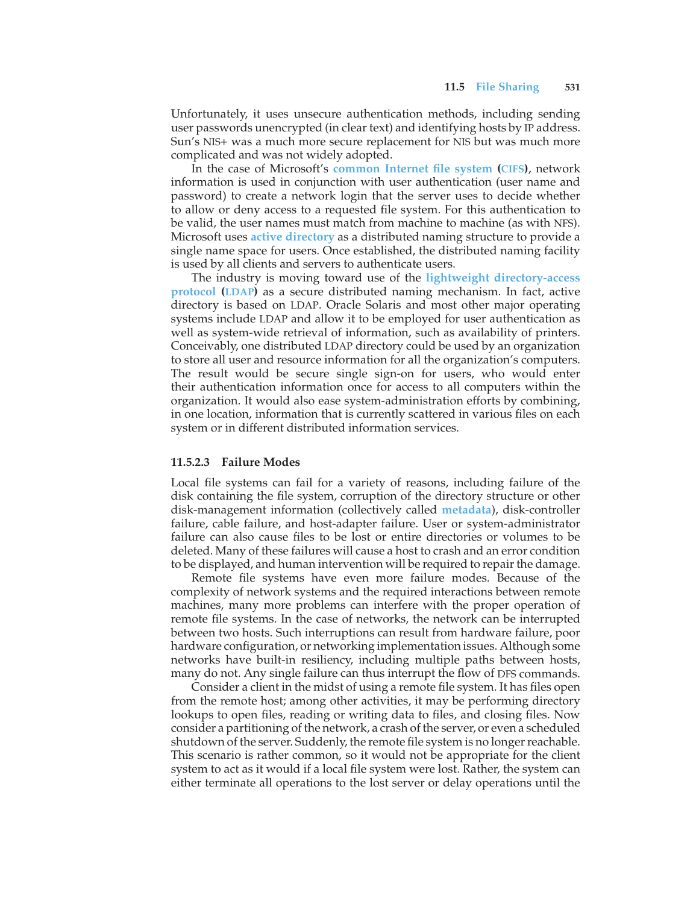Unfortunately, it uses unsecure authentication methods, including sending user passwords unencrypted (in clear text) and identifying hosts by IP address. Sun's NIS+ was a much more secure replacement for NIS but was much more complicated and was not widely adopted.

In the case of Microsoft's **common Internet file system** (**CIFS**), network information is used in conjunction with user authentication (user name and password) to create a network login that the server uses to decide whether to allow or deny access to a requested file system. For this authentication to be valid, the user names must match from machine to machine (as with NFS). Microsoft uses **active directory** as a distributed naming structure to provide a single name space for users. Once established, the distributed naming facility is used by all clients and servers to authenticate users.

The industry is moving toward use of the **lightweight directory-access protocol** (**LDAP**) as a secure distributed naming mechanism. In fact, active directory is based on LDAP. Oracle Solaris and most other major operating systems include LDAP and allow it to be employed for user authentication as well as system-wide retrieval of information, such as availability of printers. Conceivably, one distributed LDAP directory could be used by an organization to store all user and resource information for all the organization's computers. The result would be secure single sign-on for users, who would enter their authentication information once for access to all computers within the organization. It would also ease system-administration efforts by combining, in one location, information that is currently scattered in various files on each system or in different distributed information services.

#### 11.5.2.3 Failure Modes

Local file systems can fail for a variety of reasons, including failure of the disk containing the file system, corruption of the directory structure or other disk-management information (collectively called **metadata**), disk-controller failure, cable failure, and host-adapter failure. User or system-administrator failure can also cause files to be lost or entire directories or volumes to be deleted. Many of these failures will cause a host to crash and an error condition to be displayed, and human intervention will be required to repair the damage.

Remote file systems have even more failure modes. Because of the complexity of network systems and the required interactions between remote machines, many more problems can interfere with the proper operation of remote file systems. In the case of networks, the network can be interrupted between two hosts. Such interruptions can result from hardware failure, poor hardware configuration, or networking implementation issues. Although some networks have built-in resiliency, including multiple paths between hosts, many do not. Any single failure can thus interrupt the flow of DFS commands.

Consider a client in the midst of using a remote file system. It has files open from the remote host; among other activities, it may be performing directory lookups to open files, reading or writing data to files, and closing files. Now consider a partitioning of the network, a crash of the server, or even a scheduled shutdown of the server. Suddenly, the remote file system is no longer reachable. This scenario is rather common, so it would not be appropriate for the client system to act as it would if a local file system were lost. Rather, the system can either terminate all operations to the lost server or delay operations until the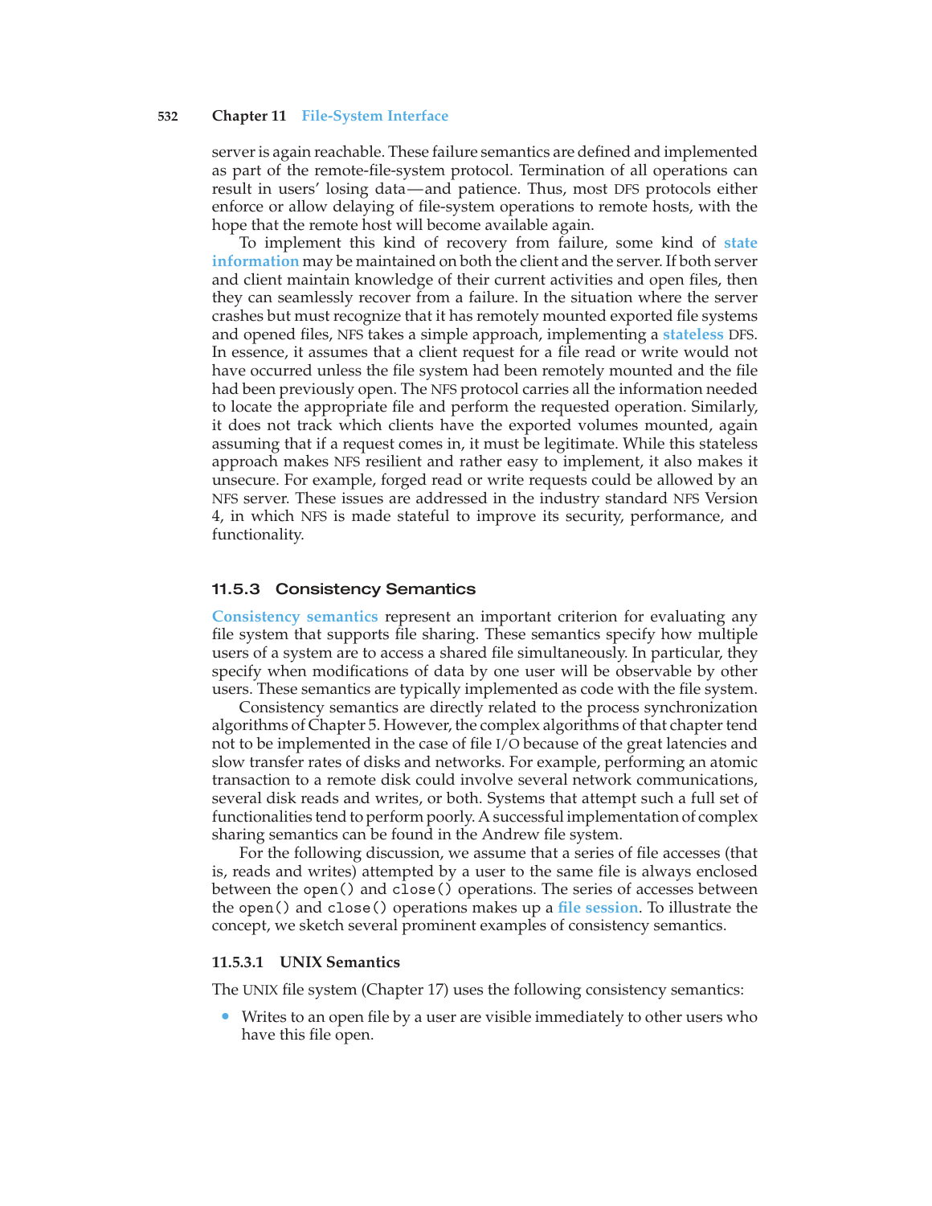server is again reachable. These failure semantics are defined and implemented as part of the remote-file-system protocol. Termination of all operations can result in users' losing data—and patience. Thus, most DFS protocols either enforce or allow delaying of file-system operations to remote hosts, with the hope that the remote host will become available again.

To implement this kind of recovery from failure, some kind of **state information** may be maintained on both the client and the server. If both server and client maintain knowledge of their current activities and open files, then they can seamlessly recover from a failure. In the situation where the server crashes but must recognize that it has remotely mounted exported file systems and opened files, NFS takes a simple approach, implementing a **stateless** DFS. In essence, it assumes that a client request for a file read or write would not have occurred unless the file system had been remotely mounted and the file had been previously open. The NFS protocol carries all the information needed to locate the appropriate file and perform the requested operation. Similarly, it does not track which clients have the exported volumes mounted, again assuming that if a request comes in, it must be legitimate. While this stateless approach makes NFS resilient and rather easy to implement, it also makes it unsecure. For example, forged read or write requests could be allowed by an NFS server. These issues are addressed in the industry standard NFS Version 4, in which NFS is made stateful to improve its security, performance, and functionality.

### 11.5.3 Consistency Semantics

**Consistency semantics** represent an important criterion for evaluating any file system that supports file sharing. These semantics specify how multiple users of a system are to access a shared file simultaneously. In particular, they specify when modifications of data by one user will be observable by other users. These semantics are typically implemented as code with the file system.

Consistency semantics are directly related to the process synchronization algorithms of Chapter 5. However, the complex algorithms of that chapter tend not to be implemented in the case of file I/O because of the great latencies and slow transfer rates of disks and networks. For example, performing an atomic transaction to a remote disk could involve several network communications, several disk reads and writes, or both. Systems that attempt such a full set of functionalities tend to perform poorly. A successful implementation of complex sharing semantics can be found in the Andrew file system.

For the following discussion, we assume that a series of file accesses (that is, reads and writes) attempted by a user to the same file is always enclosed between the `open()` and `close()` operations. The series of accesses between the `open()` and `close()` operations makes up a **file session**. To illustrate the concept, we sketch several prominent examples of consistency semantics.

#### 11.5.3.1 UNIX Semantics

The UNIX file system (Chapter 17) uses the following consistency semantics:

- Writes to an open file by a user are visible immediately to other users who have this file open.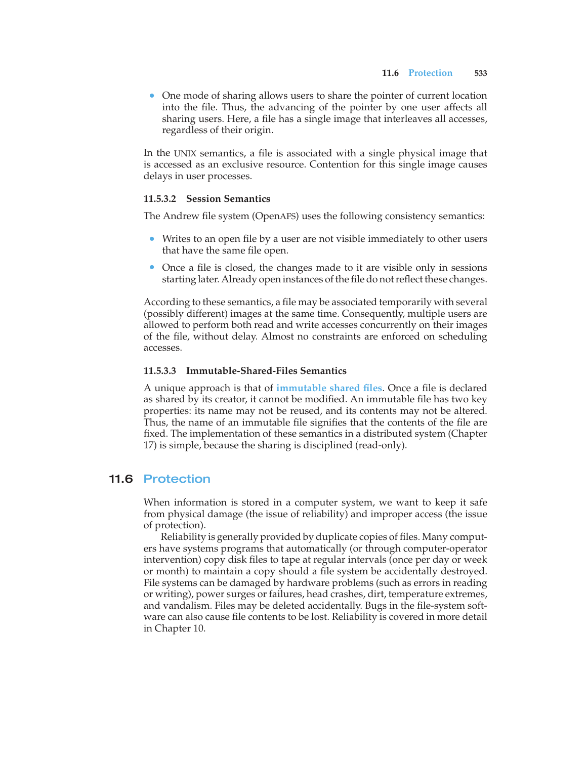- One mode of sharing allows users to share the pointer of current location into the file. Thus, the advancing of the pointer by one user affects all sharing users. Here, a file has a single image that interleaves all accesses, regardless of their origin.

In the UNIX semantics, a file is associated with a single physical image that is accessed as an exclusive resource. Contention for this single image causes delays in user processes.

#### 11.5.3.2 Session Semantics

The Andrew file system (OpenAFS) uses the following consistency semantics:

- Writes to an open file by a user are not visible immediately to other users that have the same file open.
- Once a file is closed, the changes made to it are visible only in sessions starting later. Already open instances of the file do not reflect these changes.

According to these semantics, a file may be associated temporarily with several (possibly different) images at the same time. Consequently, multiple users are allowed to perform both read and write accesses concurrently on their images of the file, without delay. Almost no constraints are enforced on scheduling accesses.

#### 11.5.3.3 Immutable-Shared-Files Semantics

A unique approach is that of **immutable shared files**. Once a file is declared as shared by its creator, it cannot be modified. An immutable file has two key properties: its name may not be reused, and its contents may not be altered. Thus, the name of an immutable file signifies that the contents of the file are fixed. The implementation of these semantics in a distributed system (Chapter 17) is simple, because the sharing is disciplined (read-only).

## 11.6 Protection

When information is stored in a computer system, we want to keep it safe from physical damage (the issue of reliability) and improper access (the issue of protection).

Reliability is generally provided by duplicate copies of files. Many computers have systems programs that automatically (or through computer-operator intervention) copy disk files to tape at regular intervals (once per day or week or month) to maintain a copy should a file system be accidentally destroyed. File systems can be damaged by hardware problems (such as errors in reading or writing), power surges or failures, head crashes, dirt, temperature extremes, and vandalism. Files may be deleted accidentally. Bugs in the file-system software can also cause file contents to be lost. Reliability is covered in more detail in Chapter 10.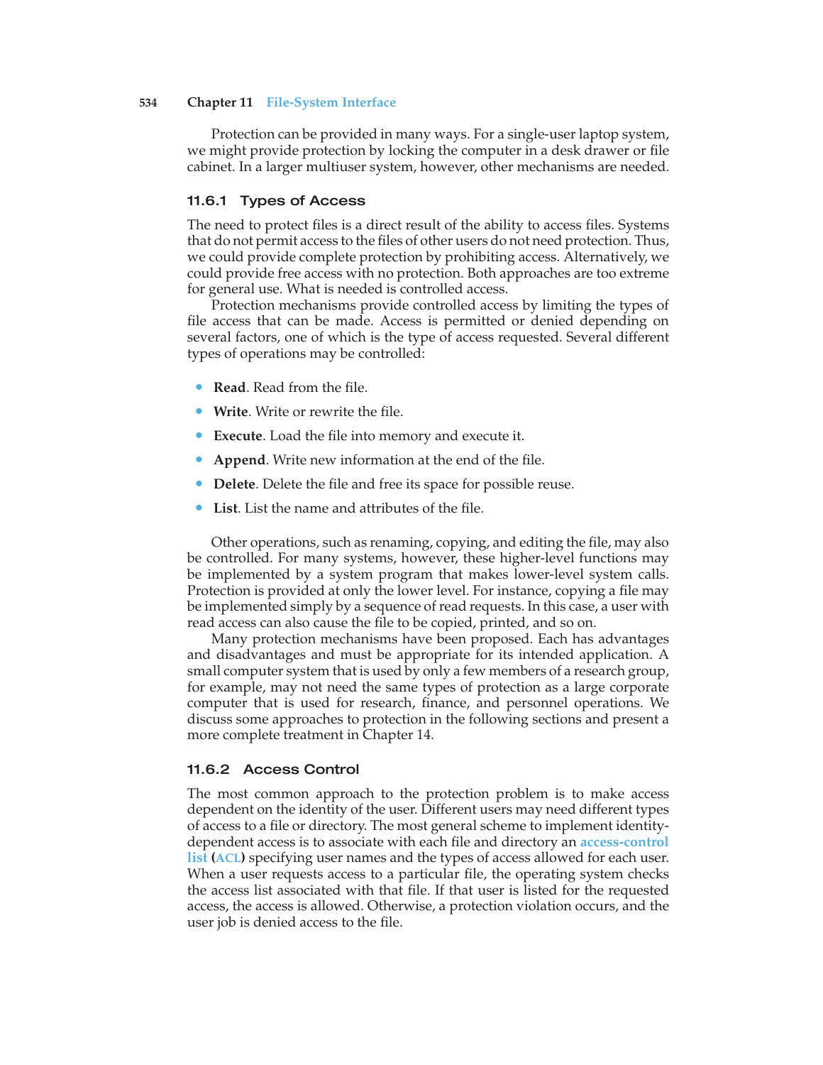Protection can be provided in many ways. For a single-user laptop system, we might provide protection by locking the computer in a desk drawer or file cabinet. In a larger multiuser system, however, other mechanisms are needed.

### 11.6.1 Types of Access

The need to protect files is a direct result of the ability to access files. Systems that do not permit access to the files of other users do not need protection. Thus, we could provide complete protection by prohibiting access. Alternatively, we could provide free access with no protection. Both approaches are too extreme for general use. What is needed is controlled access.

Protection mechanisms provide controlled access by limiting the types of file access that can be made. Access is permitted or denied depending on several factors, one of which is the type of access requested. Several different types of operations may be controlled:

- **Read**. Read from the file.
- **Write**. Write or rewrite the file.
- **Execute**. Load the file into memory and execute it.
- **Append**. Write new information at the end of the file.
- **Delete**. Delete the file and free its space for possible reuse.
- **List**. List the name and attributes of the file.

Other operations, such as renaming, copying, and editing the file, may also be controlled. For many systems, however, these higher-level functions may be implemented by a system program that makes lower-level system calls. Protection is provided at only the lower level. For instance, copying a file may be implemented simply by a sequence of read requests. In this case, a user with read access can also cause the file to be copied, printed, and so on.

Many protection mechanisms have been proposed. Each has advantages and disadvantages and must be appropriate for its intended application. A small computer system that is used by only a few members of a research group, for example, may not need the same types of protection as a large corporate computer that is used for research, finance, and personnel operations. We discuss some approaches to protection in the following sections and present a more complete treatment in Chapter 14.

### 11.6.2 Access Control

The most common approach to the protection problem is to make access dependent on the identity of the user. Different users may need different types of access to a file or directory. The most general scheme to implement identity-dependent access is to associate with each file and directory an **access-control list** (**ACL**) specifying user names and the types of access allowed for each user. When a user requests access to a particular file, the operating system checks the access list associated with that file. If that user is listed for the requested access, the access is allowed. Otherwise, a protection violation occurs, and the user job is denied access to the file.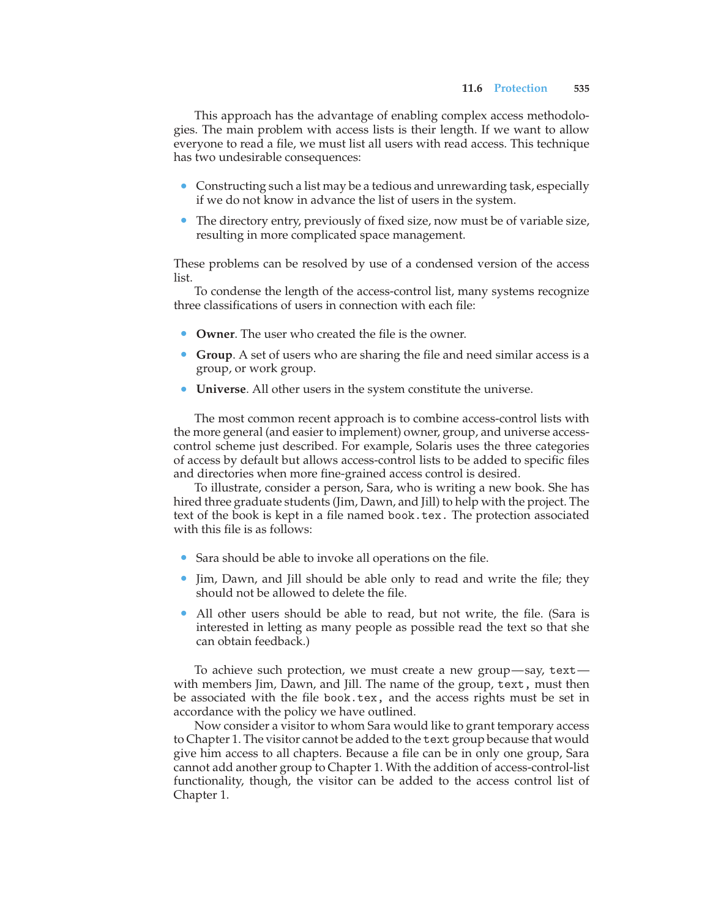This approach has the advantage of enabling complex access methodologies. The main problem with access lists is their length. If we want to allow everyone to read a file, we must list all users with read access. This technique has two undesirable consequences:

- Constructing such a list may be a tedious and unrewarding task, especially if we do not know in advance the list of users in the system.
- The directory entry, previously of fixed size, now must be of variable size, resulting in more complicated space management.

These problems can be resolved by use of a condensed version of the access list.

To condense the length of the access-control list, many systems recognize three classifications of users in connection with each file:

- **Owner**. The user who created the file is the owner.
- **Group**. A set of users who are sharing the file and need similar access is a group, or work group.
- **Universe**. All other users in the system constitute the universe.

The most common recent approach is to combine access-control lists with the more general (and easier to implement) owner, group, and universe access-control scheme just described. For example, Solaris uses the three categories of access by default but allows access-control lists to be added to specific files and directories when more fine-grained access control is desired.

To illustrate, consider a person, Sara, who is writing a new book. She has hired three graduate students (Jim, Dawn, and Jill) to help with the project. The text of the book is kept in a file named `book.tex`. The protection associated with this file is as follows:

- Sara should be able to invoke all operations on the file.
- Jim, Dawn, and Jill should be able only to read and write the file; they should not be allowed to delete the file.
- All other users should be able to read, but not write, the file. (Sara is interested in letting as many people as possible read the text so that she can obtain feedback.)

To achieve such protection, we must create a new group—say, `text`—with members Jim, Dawn, and Jill. The name of the group, `text`, must then be associated with the file `book.tex`, and the access rights must be set in accordance with the policy we have outlined.

Now consider a visitor to whom Sara would like to grant temporary access to Chapter 1. The visitor cannot be added to the `text` group because that would give him access to all chapters. Because a file can be in only one group, Sara cannot add another group to Chapter 1. With the addition of access-control-list functionality, though, the visitor can be added to the access control list of Chapter 1.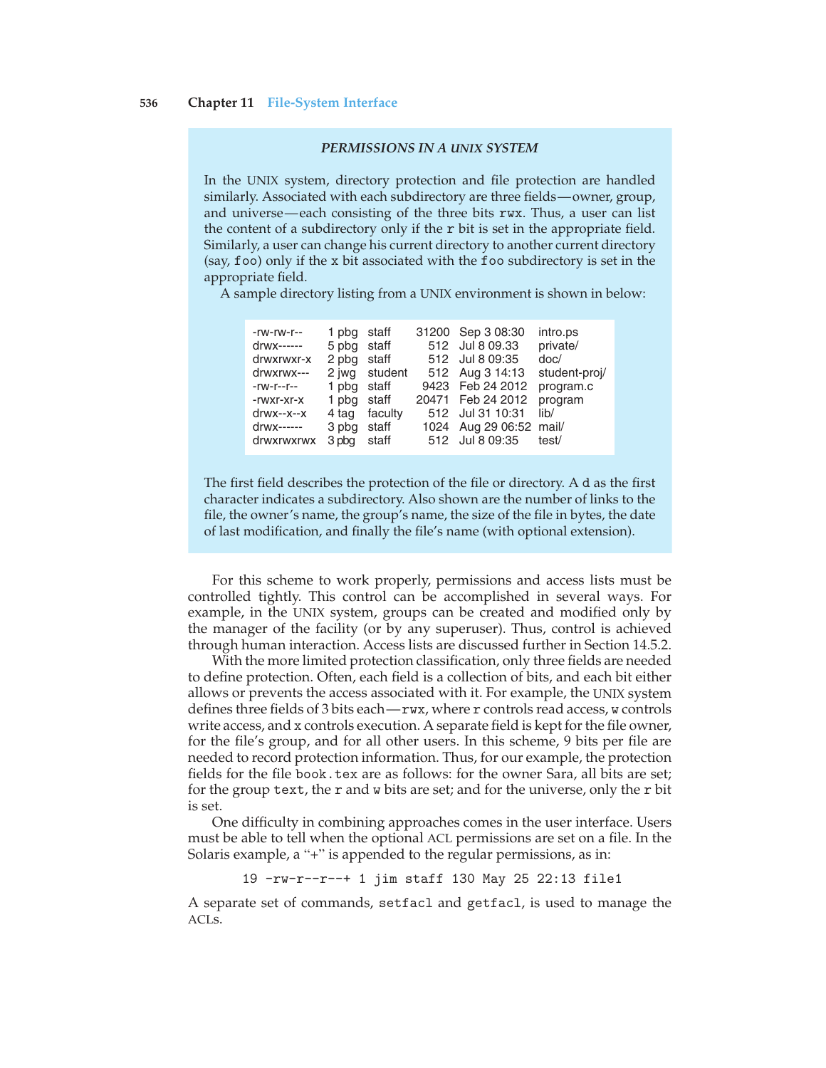### *PERMISSIONS IN A UNIX SYSTEM*

In the UNIX system, directory protection and file protection are handled similarly. Associated with each subdirectory are three fields—owner, group, and universe—each consisting of the three bits `rwx`. Thus, a user can list the content of a subdirectory only if the `r` bit is set in the appropriate field. Similarly, a user can change his current directory to another current directory (say, `foo`) only if the `x` bit associated with the `foo` subdirectory is set in the appropriate field.

A sample directory listing from a UNIX environment is shown in below:

| | | | | | | | |
|---|---|---|---|---|---|---|---|
| -rw-rw-r-- | 1 | pbg | staff | 31200 | Sep 3 08:30 | intro.ps |
| drwx------ | 5 | pbg | staff | 512 | Jul 8 09.33 | private/ |
| drwxrwxr-x | 2 | pbg | staff | 512 | Jul 8 09:35 | doc/ |
| drwxrwx--- | 2 | jwg | student | 512 | Aug 3 14:13 | student-proj/ |
| -rw-r--r-- | 1 | pbg | staff | 9423 | Feb 24 2012 | program.c |
| -rwxr-xr-x | 1 | pbg | staff | 20471 | Feb 24 2012 | program |
| drwx--x--x | 4 | tag | faculty | 512 | Jul 31 10:31 | lib/ |
| drwx------ | 3 | pbg | staff | 1024 | Aug 29 06:52 | mail/ |
| drwxrwxrwx | 3 | pbg | staff | 512 | Jul 8 09:35 | test/ |

The first field describes the protection of the file or directory. A `d` as the first character indicates a subdirectory. Also shown are the number of links to the file, the owner's name, the group's name, the size of the file in bytes, the date of last modification, and finally the file's name (with optional extension).

For this scheme to work properly, permissions and access lists must be controlled tightly. This control can be accomplished in several ways. For example, in the UNIX system, groups can be created and modified only by the manager of the facility (or by any superuser). Thus, control is achieved through human interaction. Access lists are discussed further in Section 14.5.2.

With the more limited protection classification, only three fields are needed to define protection. Often, each field is a collection of bits, and each bit either allows or prevents the access associated with it. For example, the UNIX system defines three fields of 3 bits each—`rwx`, where `r` controls read access, `w` controls write access, and `x` controls execution. A separate field is kept for the file owner, for the file's group, and for all other users. In this scheme, 9 bits per file are needed to record protection information. Thus, for our example, the protection fields for the file `book.tex` are as follows: for the owner Sara, all bits are set; for the group `text`, the `r` and `w` bits are set; and for the universe, only the `r` bit is set.

One difficulty in combining approaches comes in the user interface. Users must be able to tell when the optional ACL permissions are set on a file. In the Solaris example, a "+" is appended to the regular permissions, as in:

```
19 -rw-r--r--+ 1 jim staff 130 May 25 22:13 file1
```

A separate set of commands, `setfacl` and `getfacl`, is used to manage the ACLs.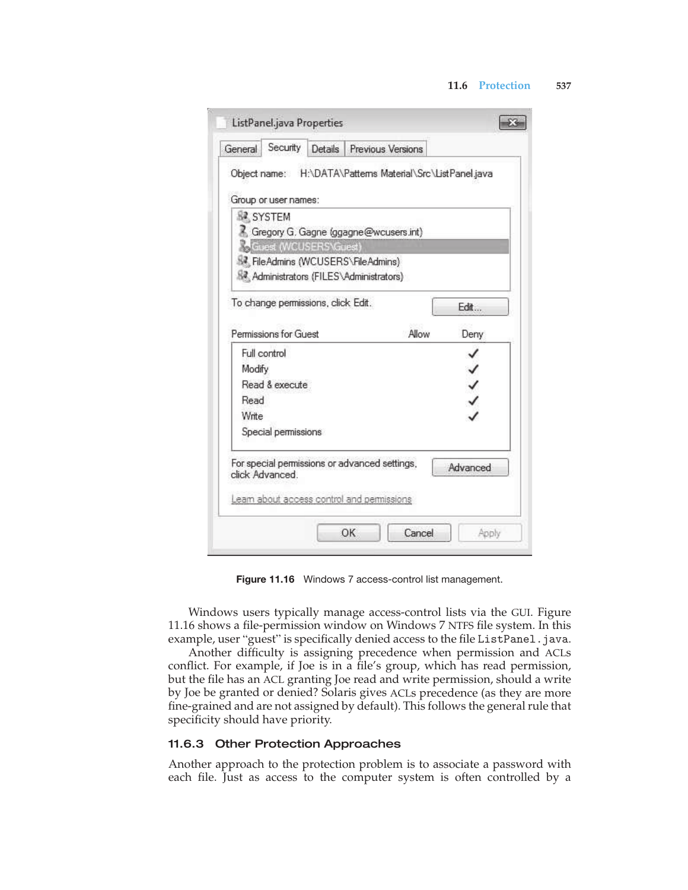Figure 11.16 Windows 7 access-control list management.

Windows users typically manage access-control lists via the GUI. Figure 11.16 shows a file-permission window on Windows 7 NTFS file system. In this example, user “guest” is specifically denied access to the file `ListPanel.java`.

Another difficulty is assigning precedence when permission and ACLs conflict. For example, if Joe is in a file’s group, which has read permission, but the file has an ACL granting Joe read and write permission, should a write by Joe be granted or denied? Solaris gives ACLs precedence (as they are more fine-grained and are not assigned by default). This follows the general rule that specificity should have priority.

### 11.6.3 Other Protection Approaches

Another approach to the protection problem is to associate a password with each file. Just as access to the computer system is often controlled by a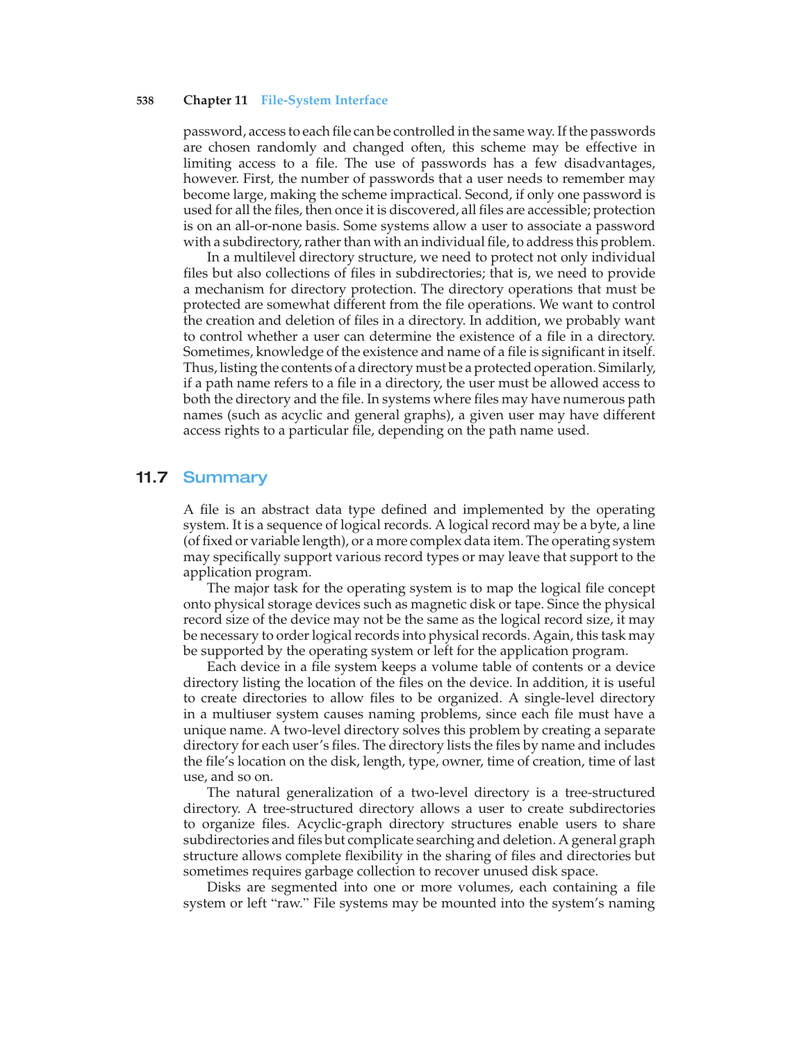password, access to each file can be controlled in the same way. If the passwords are chosen randomly and changed often, this scheme may be effective in limiting access to a file. The use of passwords has a few disadvantages, however. First, the number of passwords that a user needs to remember may become large, making the scheme impractical. Second, if only one password is used for all the files, then once it is discovered, all files are accessible; protection is on an all-or-none basis. Some systems allow a user to associate a password with a subdirectory, rather than with an individual file, to address this problem.

In a multilevel directory structure, we need to protect not only individual files but also collections of files in subdirectories; that is, we need to provide a mechanism for directory protection. The directory operations that must be protected are somewhat different from the file operations. We want to control the creation and deletion of files in a directory. In addition, we probably want to control whether a user can determine the existence of a file in a directory. Sometimes, knowledge of the existence and name of a file is significant in itself. Thus, listing the contents of a directory must be a protected operation. Similarly, if a path name refers to a file in a directory, the user must be allowed access to both the directory and the file. In systems where files may have numerous path names (such as acyclic and general graphs), a given user may have different access rights to a particular file, depending on the path name used.

## 11.7 Summary

A file is an abstract data type defined and implemented by the operating system. It is a sequence of logical records. A logical record may be a byte, a line (of fixed or variable length), or a more complex data item. The operating system may specifically support various record types or may leave that support to the application program.

The major task for the operating system is to map the logical file concept onto physical storage devices such as magnetic disk or tape. Since the physical record size of the device may not be the same as the logical record size, it may be necessary to order logical records into physical records. Again, this task may be supported by the operating system or left for the application program.

Each device in a file system keeps a volume table of contents or a device directory listing the location of the files on the device. In addition, it is useful to create directories to allow files to be organized. A single-level directory in a multiuser system causes naming problems, since each file must have a unique name. A two-level directory solves this problem by creating a separate directory for each user's files. The directory lists the files by name and includes the file's location on the disk, length, type, owner, time of creation, time of last use, and so on.

The natural generalization of a two-level directory is a tree-structured directory. A tree-structured directory allows a user to create subdirectories to organize files. Acyclic-graph directory structures enable users to share subdirectories and files but complicate searching and deletion. A general graph structure allows complete flexibility in the sharing of files and directories but sometimes requires garbage collection to recover unused disk space.

Disks are segmented into one or more volumes, each containing a file system or left "raw." File systems may be mounted into the system's naming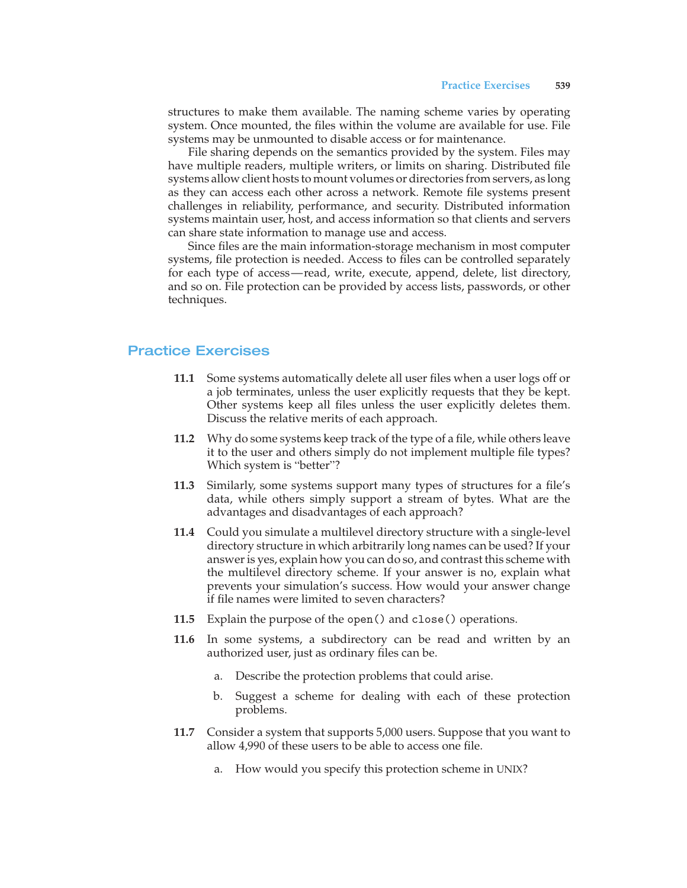structures to make them available. The naming scheme varies by operating system. Once mounted, the files within the volume are available for use. File systems may be unmounted to disable access or for maintenance.

File sharing depends on the semantics provided by the system. Files may have multiple readers, multiple writers, or limits on sharing. Distributed file systems allow client hosts to mount volumes or directories from servers, as long as they can access each other across a network. Remote file systems present challenges in reliability, performance, and security. Distributed information systems maintain user, host, and access information so that clients and servers can share state information to manage use and access.

Since files are the main information-storage mechanism in most computer systems, file protection is needed. Access to files can be controlled separately for each type of access—read, write, execute, append, delete, list directory, and so on. File protection can be provided by access lists, passwords, or other techniques.

## Practice Exercises

**11.1** Some systems automatically delete all user files when a user logs off or a job terminates, unless the user explicitly requests that they be kept. Other systems keep all files unless the user explicitly deletes them. Discuss the relative merits of each approach.

**11.2** Why do some systems keep track of the type of a file, while others leave it to the user and others simply do not implement multiple file types? Which system is "better"?

**11.3** Similarly, some systems support many types of structures for a file's data, while others simply support a stream of bytes. What are the advantages and disadvantages of each approach?

**11.4** Could you simulate a multilevel directory structure with a single-level directory structure in which arbitrarily long names can be used? If your answer is yes, explain how you can do so, and contrast this scheme with the multilevel directory scheme. If your answer is no, explain what prevents your simulation's success. How would your answer change if file names were limited to seven characters?

**11.5** Explain the purpose of the `open()` and `close()` operations.

**11.6** In some systems, a subdirectory can be read and written by an authorized user, just as ordinary files can be.

a. Describe the protection problems that could arise.

b. Suggest a scheme for dealing with each of these protection problems.

**11.7** Consider a system that supports 5,000 users. Suppose that you want to allow 4,990 of these users to be able to access one file.

a. How would you specify this protection scheme in UNIX?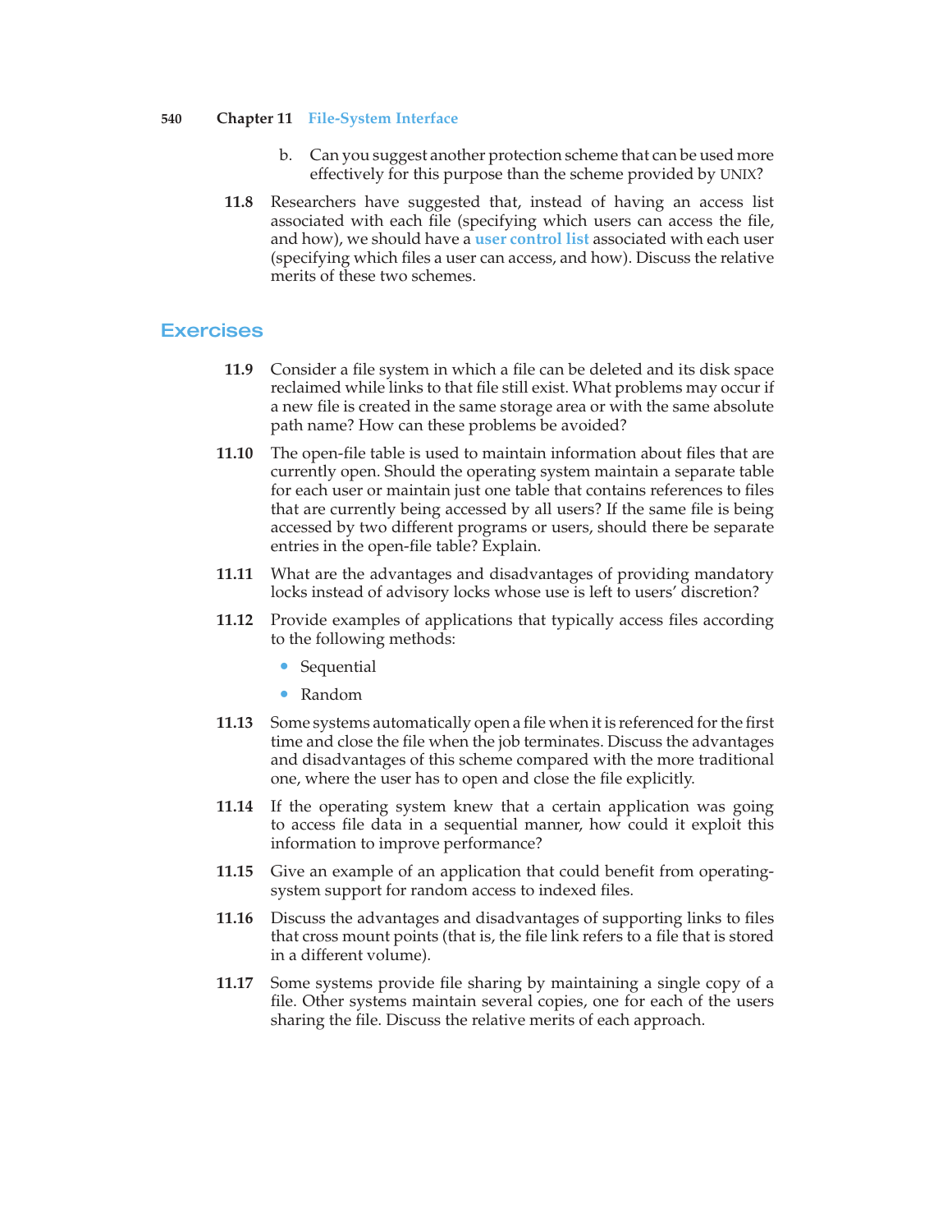b. Can you suggest another protection scheme that can be used more effectively for this purpose than the scheme provided by UNIX?

**11.8** Researchers have suggested that, instead of having an access list associated with each file (specifying which users can access the file, and how), we should have a **user control list** associated with each user (specifying which files a user can access, and how). Discuss the relative merits of these two schemes.

## Exercises

**11.9** Consider a file system in which a file can be deleted and its disk space reclaimed while links to that file still exist. What problems may occur if a new file is created in the same storage area or with the same absolute path name? How can these problems be avoided?

**11.10** The open-file table is used to maintain information about files that are currently open. Should the operating system maintain a separate table for each user or maintain just one table that contains references to files that are currently being accessed by all users? If the same file is being accessed by two different programs or users, should there be separate entries in the open-file table? Explain.

**11.11** What are the advantages and disadvantages of providing mandatory locks instead of advisory locks whose use is left to users' discretion?

**11.12** Provide examples of applications that typically access files according to the following methods:

- Sequential
- Random

**11.13** Some systems automatically open a file when it is referenced for the first time and close the file when the job terminates. Discuss the advantages and disadvantages of this scheme compared with the more traditional one, where the user has to open and close the file explicitly.

**11.14** If the operating system knew that a certain application was going to access file data in a sequential manner, how could it exploit this information to improve performance?

**11.15** Give an example of an application that could benefit from operating-system support for random access to indexed files.

**11.16** Discuss the advantages and disadvantages of supporting links to files that cross mount points (that is, the file link refers to a file that is stored in a different volume).

**11.17** Some systems provide file sharing by maintaining a single copy of a file. Other systems maintain several copies, one for each of the users sharing the file. Discuss the relative merits of each approach.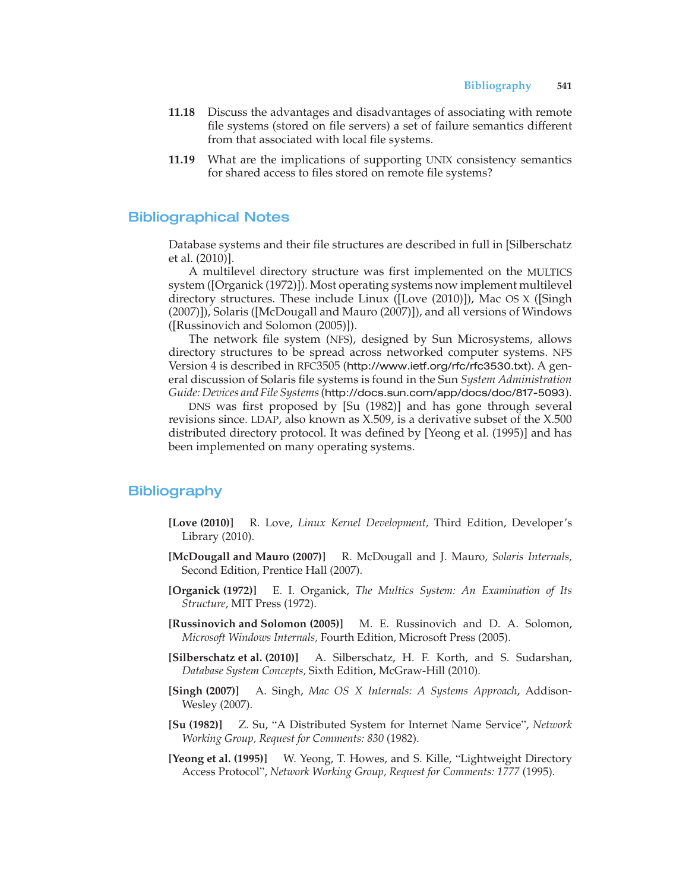**11.18** Discuss the advantages and disadvantages of associating with remote file systems (stored on file servers) a set of failure semantics different from that associated with local file systems.

**11.19** What are the implications of supporting UNIX consistency semantics for shared access to files stored on remote file systems?

## Bibliographical Notes

Database systems and their file structures are described in full in [Silberschatz et al. (2010)].

A multilevel directory structure was first implemented on the MULTICS system ([Organick (1972)]). Most operating systems now implement multilevel directory structures. These include Linux ([Love (2010)]), Mac OS X ([Singh (2007)]), Solaris ([McDougall and Mauro (2007)]), and all versions of Windows ([Russinovich and Solomon (2005)]).

The network file system (NFS), designed by Sun Microsystems, allows directory structures to be spread across networked computer systems. NFS Version 4 is described in RFC3505 (http://www.ietf.org/rfc/rfc3530.txt). A general discussion of Solaris file systems is found in the Sun *System Administration Guide: Devices and File Systems* (http://docs.sun.com/app/docs/doc/817-5093).

DNS was first proposed by [Su (1982)] and has gone through several revisions since. LDAP, also known as X.509, is a derivative subset of the X.500 distributed directory protocol. It was defined by [Yeong et al. (1995)] and has been implemented on many operating systems.

## Bibliography

**[Love (2010)]** R. Love, *Linux Kernel Development,* Third Edition, Developer's Library (2010).

**[McDougall and Mauro (2007)]** R. McDougall and J. Mauro, *Solaris Internals,* Second Edition, Prentice Hall (2007).

**[Organick (1972)]** E. I. Organick, *The Multics System: An Examination of Its Structure*, MIT Press (1972).

**[Russinovich and Solomon (2005)]** M. E. Russinovich and D. A. Solomon, *Microsoft Windows Internals,* Fourth Edition, Microsoft Press (2005).

**[Silberschatz et al. (2010)]** A. Silberschatz, H. F. Korth, and S. Sudarshan, *Database System Concepts,* Sixth Edition, McGraw-Hill (2010).

**[Singh (2007)]** A. Singh, *Mac OS X Internals: A Systems Approach*, Addison-Wesley (2007).

**[Su (1982)]** Z. Su, "A Distributed System for Internet Name Service", *Network Working Group, Request for Comments: 830* (1982).

**[Yeong et al. (1995)]** W. Yeong, T. Howes, and S. Kille, "Lightweight Directory Access Protocol", *Network Working Group, Request for Comments: 1777* (1995).